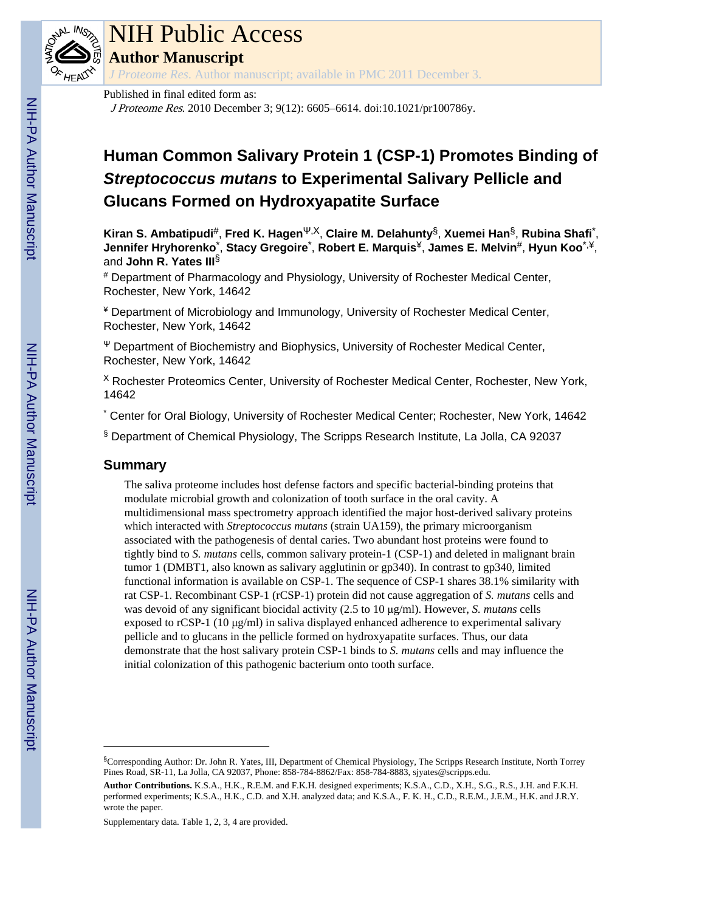Published in final edited form as:

*J Proteome Res*. 2010 December 3; 9(12): 6605–6614. doi:10.1021/pr100786y.

# Human Common Salivary Protein 1 (CSP-1) Promotes Binding of *Streptococcus mutans* to Experimental Salivary Pellicle and Glucans Formed on Hydroxyapatite Surface

**Kiran S. Ambatipudi**[#], **Fred K. Hagen**[Ψ,X], **Claire M. Delahunty**[§], **Xuemei Han**[§], **Rubina Shafi**[*], **Jennifer Hryhorenko**[*], **Stacy Gregoire**[*], **Robert E. Marquis**[¥], **James E. Melvin**[#], **Hyun Koo**[*,¥], and **John R. Yates III**[§]

[#] Department of Pharmacology and Physiology, University of Rochester Medical Center, Rochester, New York, 14642

[¥] Department of Microbiology and Immunology, University of Rochester Medical Center, Rochester, New York, 14642

[Ψ] Department of Biochemistry and Biophysics, University of Rochester Medical Center, Rochester, New York, 14642

[X] Rochester Proteomics Center, University of Rochester Medical Center, Rochester, New York, 14642

[*] Center for Oral Biology, University of Rochester Medical Center; Rochester, New York, 14642

[§] Department of Chemical Physiology, The Scripps Research Institute, La Jolla, CA 92037

## Summary

The saliva proteome includes host defense factors and specific bacterial-binding proteins that modulate microbial growth and colonization of tooth surface in the oral cavity. A multidimensional mass spectrometry approach identified the major host-derived salivary proteins which interacted with *Streptococcus mutans* (strain UA159), the primary microorganism associated with the pathogenesis of dental caries. Two abundant host proteins were found to tightly bind to *S. mutans* cells, common salivary protein-1 (CSP-1) and deleted in malignant brain tumor 1 (DMBT1, also known as salivary agglutinin or gp340). In contrast to gp340, limited functional information is available on CSP-1. The sequence of CSP-1 shares 38.1% similarity with rat CSP-1. Recombinant CSP-1 (rCSP-1) protein did not cause aggregation of *S. mutans* cells and was devoid of any significant biocidal activity (2.5 to 10 μg/ml). However, *S. mutans* cells exposed to rCSP-1 (10 μg/ml) in saliva displayed enhanced adherence to experimental salivary pellicle and to glucans in the pellicle formed on hydroxyapatite surfaces. Thus, our data demonstrate that the host salivary protein CSP-1 binds to *S. mutans* cells and may influence the initial colonization of this pathogenic bacterium onto tooth surface.

---

[§]Corresponding Author: Dr. John R. Yates, III, Department of Chemical Physiology, The Scripps Research Institute, North Torrey Pines Road, SR-11, La Jolla, CA 92037, Phone: 858-784-8862/Fax: 858-784-8883, sjyates@scripps.edu.

**Author Contributions.** K.S.A., H.K., R.E.M. and F.K.H. designed experiments; K.S.A., C.D., X.H., S.G., R.S., J.H. and F.K.H. performed experiments; K.S.A., H.K., C.D. and X.H. analyzed data; and K.S.A., F. K. H., C.D., R.E.M., J.E.M., H.K. and J.R.Y. wrote the paper.

Supplementary data. Table 1, 2, 3, 4 are provided.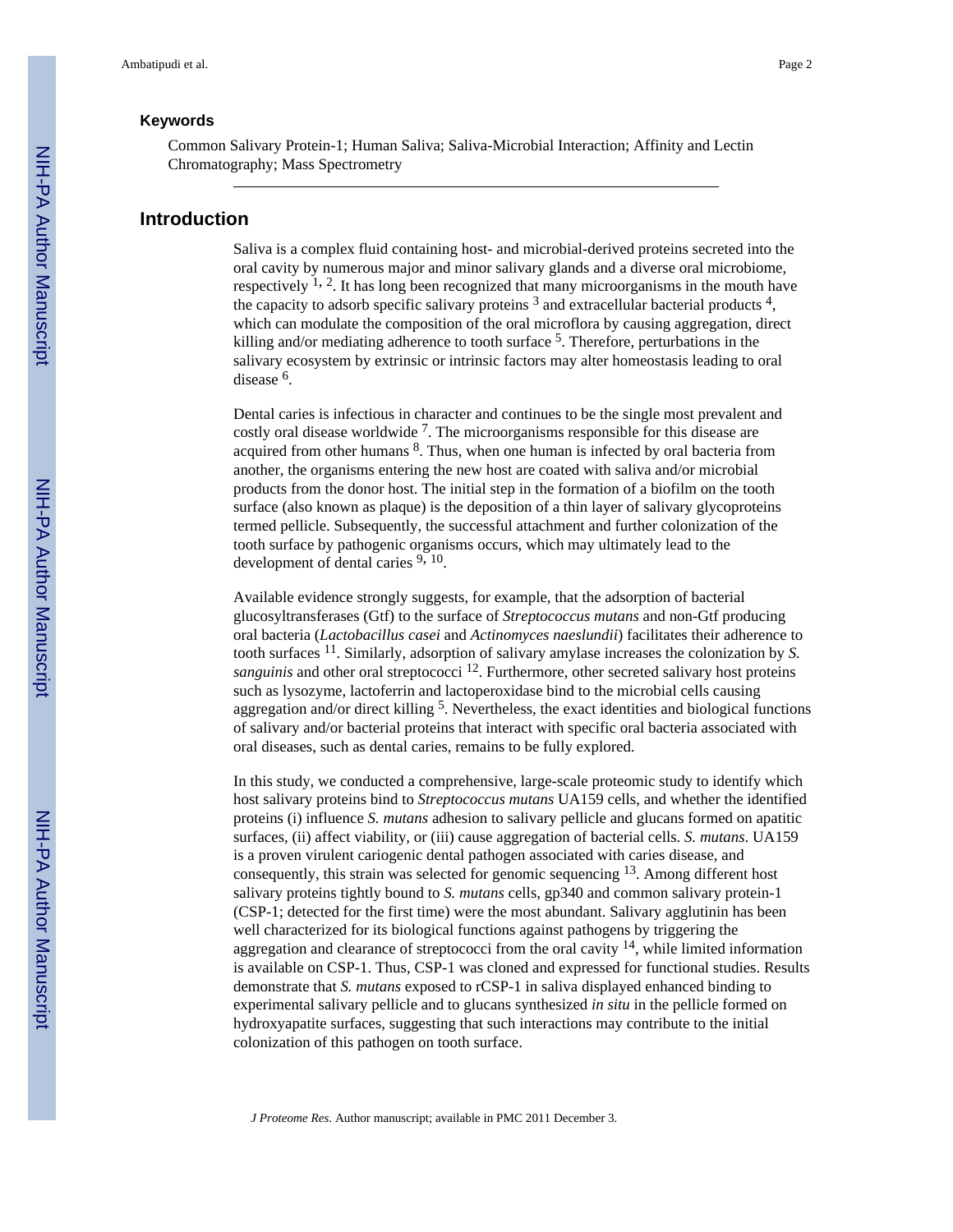### Keywords

Common Salivary Protein-1; Human Saliva; Saliva-Microbial Interaction; Affinity and Lectin Chromatography; Mass Spectrometry

## Introduction

Saliva is a complex fluid containing host- and microbial-derived proteins secreted into the oral cavity by numerous major and minor salivary glands and a diverse oral microbiome, respectively [1, 2]. It has long been recognized that many microorganisms in the mouth have the capacity to adsorb specific salivary proteins [3] and extracellular bacterial products [4], which can modulate the composition of the oral microflora by causing aggregation, direct killing and/or mediating adherence to tooth surface [5]. Therefore, perturbations in the salivary ecosystem by extrinsic or intrinsic factors may alter homeostasis leading to oral disease [6].

Dental caries is infectious in character and continues to be the single most prevalent and costly oral disease worldwide [7]. The microorganisms responsible for this disease are acquired from other humans [8]. Thus, when one human is infected by oral bacteria from another, the organisms entering the new host are coated with saliva and/or microbial products from the donor host. The initial step in the formation of a biofilm on the tooth surface (also known as plaque) is the deposition of a thin layer of salivary glycoproteins termed pellicle. Subsequently, the successful attachment and further colonization of the tooth surface by pathogenic organisms occurs, which may ultimately lead to the development of dental caries [9, 10].

Available evidence strongly suggests, for example, that the adsorption of bacterial glucosyltransferases (Gtf) to the surface of *Streptococcus mutans* and non-Gtf producing oral bacteria (*Lactobacillus casei* and *Actinomyces naeslundii*) facilitates their adherence to tooth surfaces [11]. Similarly, adsorption of salivary amylase increases the colonization by *S. sanguinis* and other oral streptococci [12]. Furthermore, other secreted salivary host proteins such as lysozyme, lactoferrin and lactoperoxidase bind to the microbial cells causing aggregation and/or direct killing [5]. Nevertheless, the exact identities and biological functions of salivary and/or bacterial proteins that interact with specific oral bacteria associated with oral diseases, such as dental caries, remains to be fully explored.

In this study, we conducted a comprehensive, large-scale proteomic study to identify which host salivary proteins bind to *Streptococcus mutans* UA159 cells, and whether the identified proteins (i) influence *S. mutans* adhesion to salivary pellicle and glucans formed on apatitic surfaces, (ii) affect viability, or (iii) cause aggregation of bacterial cells. *S. mutans*. UA159 is a proven virulent cariogenic dental pathogen associated with caries disease, and consequently, this strain was selected for genomic sequencing [13]. Among different host salivary proteins tightly bound to *S. mutans* cells, gp340 and common salivary protein-1 (CSP-1; detected for the first time) were the most abundant. Salivary agglutinin has been well characterized for its biological functions against pathogens by triggering the aggregation and clearance of streptococci from the oral cavity [14], while limited information is available on CSP-1. Thus, CSP-1 was cloned and expressed for functional studies. Results demonstrate that *S. mutans* exposed to rCSP-1 in saliva displayed enhanced binding to experimental salivary pellicle and to glucans synthesized *in situ* in the pellicle formed on hydroxyapatite surfaces, suggesting that such interactions may contribute to the initial colonization of this pathogen on tooth surface.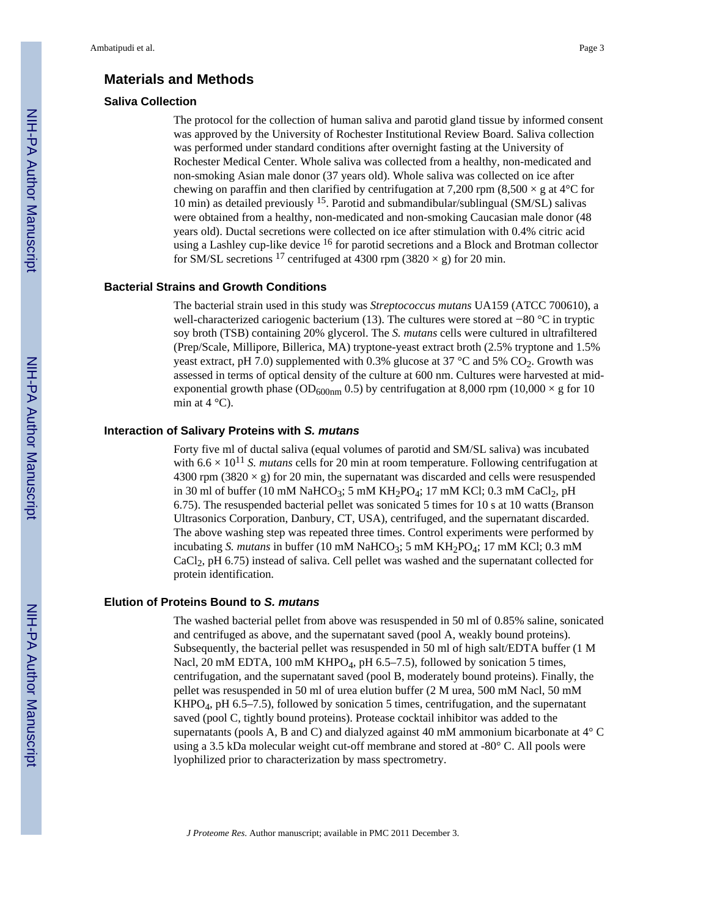## Materials and Methods

### Saliva Collection

The protocol for the collection of human saliva and parotid gland tissue by informed consent was approved by the University of Rochester Institutional Review Board. Saliva collection was performed under standard conditions after overnight fasting at the University of Rochester Medical Center. Whole saliva was collected from a healthy, non-medicated and non-smoking Asian male donor (37 years old). Whole saliva was collected on ice after chewing on paraffin and then clarified by centrifugation at 7,200 rpm (8,500 × g at 4°C for 10 min) as detailed previously [15]. Parotid and submandibular/sublingual (SM/SL) salivas were obtained from a healthy, non-medicated and non-smoking Caucasian male donor (48 years old). Ductal secretions were collected on ice after stimulation with 0.4% citric acid using a Lashley cup-like device [16] for parotid secretions and a Block and Brotman collector for SM/SL secretions [17] centrifuged at 4300 rpm (3820 × g) for 20 min.

### Bacterial Strains and Growth Conditions

The bacterial strain used in this study was *Streptococcus mutans* UA159 (ATCC 700610), a well-characterized cariogenic bacterium (13). The cultures were stored at −80 °C in tryptic soy broth (TSB) containing 20% glycerol. The *S. mutans* cells were cultured in ultrafiltered (Prep/Scale, Millipore, Billerica, MA) tryptone-yeast extract broth (2.5% tryptone and 1.5% yeast extract, pH 7.0) supplemented with 0.3% glucose at 37 °C and 5% $CO_2$. Growth was assessed in terms of optical density of the culture at 600 nm. Cultures were harvested at mid-exponential growth phase ($OD_{600nm}$ 0.5) by centrifugation at 8,000 rpm (10,000 × g for 10 min at 4 °C).

### Interaction of Salivary Proteins with *S. mutans*

Forty five ml of ductal saliva (equal volumes of parotid and SM/SL saliva) was incubated with $6.6 \times 10^{11}$ *S. mutans* cells for 20 min at room temperature. Following centrifugation at 4300 rpm (3820 × g) for 20 min, the supernatant was discarded and cells were resuspended in 30 ml of buffer (10 mM $NaHCO_3$; 5 mM $KH_2PO_4$; 17 mM KCl; 0.3 mM $CaCl_2$, pH 6.75). The resuspended bacterial pellet was sonicated 5 times for 10 s at 10 watts (Branson Ultrasonics Corporation, Danbury, CT, USA), centrifuged, and the supernatant discarded. The above washing step was repeated three times. Control experiments were performed by incubating *S. mutans* in buffer (10 mM $NaHCO_3$; 5 mM $KH_2PO_4$; 17 mM KCl; 0.3 mM $CaCl_2$, pH 6.75) instead of saliva. Cell pellet was washed and the supernatant collected for protein identification.

### Elution of Proteins Bound to *S. mutans*

The washed bacterial pellet from above was resuspended in 50 ml of 0.85% saline, sonicated and centrifuged as above, and the supernatant saved (pool A, weakly bound proteins). Subsequently, the bacterial pellet was resuspended in 50 ml of high salt/EDTA buffer (1 M Nacl, 20 mM EDTA, 100 mM $KHPO_4$, pH 6.5–7.5), followed by sonication 5 times, centrifugation, and the supernatant saved (pool B, moderately bound proteins). Finally, the pellet was resuspended in 50 ml of urea elution buffer (2 M urea, 500 mM Nacl, 50 mM $KHPO_4$, pH 6.5–7.5), followed by sonication 5 times, centrifugation, and the supernatant saved (pool C, tightly bound proteins). Protease cocktail inhibitor was added to the supernatants (pools A, B and C) and dialyzed against 40 mM ammonium bicarbonate at 4° C using a 3.5 kDa molecular weight cut-off membrane and stored at -80° C. All pools were lyophilized prior to characterization by mass spectrometry.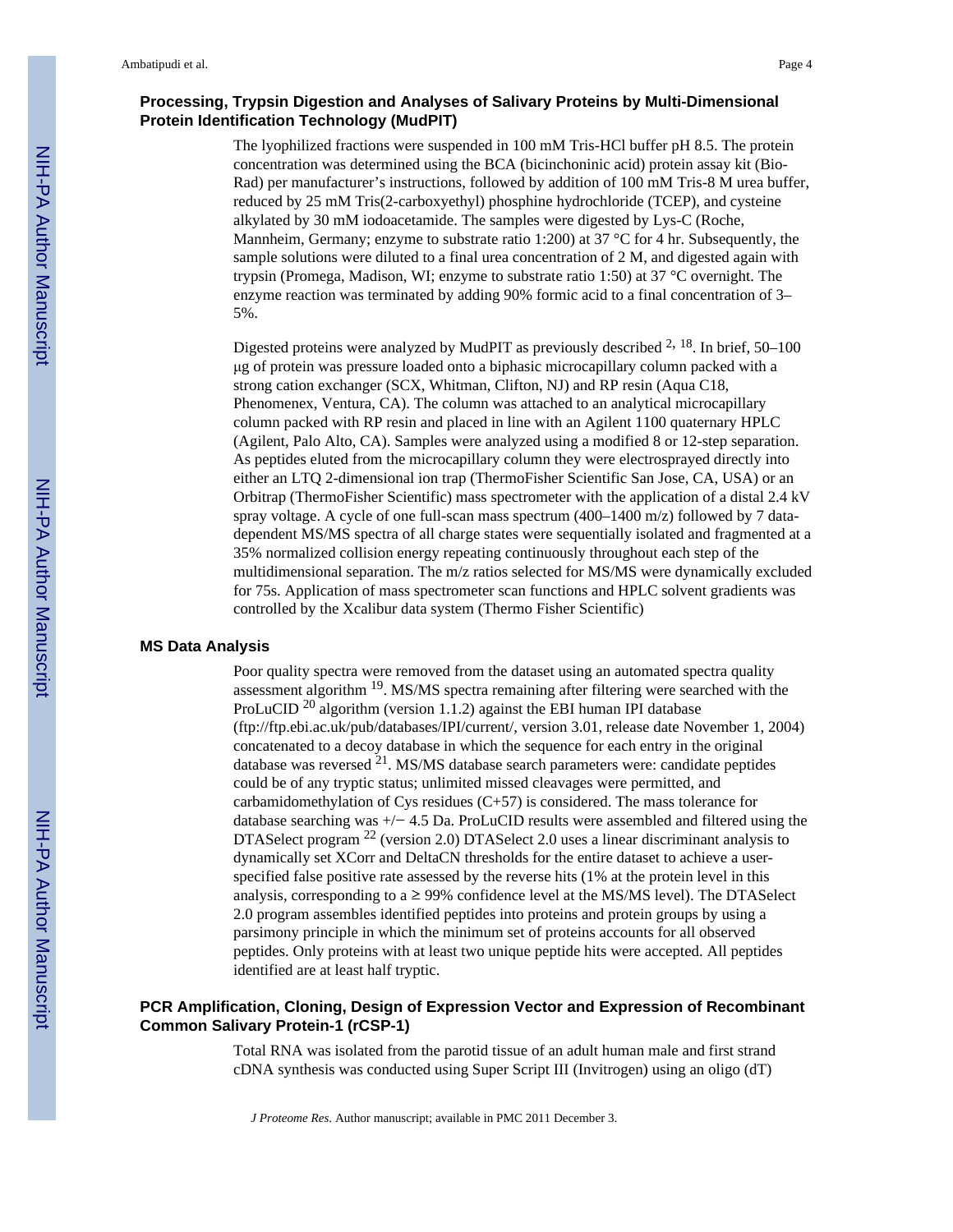### Processing, Trypsin Digestion and Analyses of Salivary Proteins by Multi-Dimensional Protein Identification Technology (MudPIT)

The lyophilized fractions were suspended in 100 mM Tris-HCl buffer pH 8.5. The protein concentration was determined using the BCA (bicinchoninic acid) protein assay kit (Bio-Rad) per manufacturer's instructions, followed by addition of 100 mM Tris-8 M urea buffer, reduced by 25 mM Tris(2-carboxyethyl) phosphine hydrochloride (TCEP), and cysteine alkylated by 30 mM iodoacetamide. The samples were digested by Lys-C (Roche, Mannheim, Germany; enzyme to substrate ratio 1:200) at 37 °C for 4 hr. Subsequently, the sample solutions were diluted to a final urea concentration of 2 M, and digested again with trypsin (Promega, Madison, WI; enzyme to substrate ratio 1:50) at 37 °C overnight. The enzyme reaction was terminated by adding 90% formic acid to a final concentration of 3–5%.

Digested proteins were analyzed by MudPIT as previously described [2, 18]. In brief, 50–100 μg of protein was pressure loaded onto a biphasic microcapillary column packed with a strong cation exchanger (SCX, Whitman, Clifton, NJ) and RP resin (Aqua C18, Phenomenex, Ventura, CA). The column was attached to an analytical microcapillary column packed with RP resin and placed in line with an Agilent 1100 quaternary HPLC (Agilent, Palo Alto, CA). Samples were analyzed using a modified 8 or 12-step separation. As peptides eluted from the microcapillary column they were electrosprayed directly into either an LTQ 2-dimensional ion trap (ThermoFisher Scientific San Jose, CA, USA) or an Orbitrap (ThermoFisher Scientific) mass spectrometer with the application of a distal 2.4 kV spray voltage. A cycle of one full-scan mass spectrum (400–1400 m/z) followed by 7 data-dependent MS/MS spectra of all charge states were sequentially isolated and fragmented at a 35% normalized collision energy repeating continuously throughout each step of the multidimensional separation. The m/z ratios selected for MS/MS were dynamically excluded for 75s. Application of mass spectrometer scan functions and HPLC solvent gradients was controlled by the Xcalibur data system (Thermo Fisher Scientific)

### MS Data Analysis

Poor quality spectra were removed from the dataset using an automated spectra quality assessment algorithm [19]. MS/MS spectra remaining after filtering were searched with the ProLuCID [20] algorithm (version 1.1.2) against the EBI human IPI database (ftp://ftp.ebi.ac.uk/pub/databases/IPI/current/, version 3.01, release date November 1, 2004) concatenated to a decoy database in which the sequence for each entry in the original database was reversed [21]. MS/MS database search parameters were: candidate peptides could be of any tryptic status; unlimited missed cleavages were permitted, and carbamidomethylation of Cys residues (C+57) is considered. The mass tolerance for database searching was +/− 4.5 Da. ProLuCID results were assembled and filtered using the DTASelect program [22] (version 2.0) DTASelect 2.0 uses a linear discriminant analysis to dynamically set XCorr and DeltaCN thresholds for the entire dataset to achieve a user-specified false positive rate assessed by the reverse hits (1% at the protein level in this analysis, corresponding to a ≥ 99% confidence level at the MS/MS level). The DTASelect 2.0 program assembles identified peptides into proteins and protein groups by using a parsimony principle in which the minimum set of proteins accounts for all observed peptides. Only proteins with at least two unique peptide hits were accepted. All peptides identified are at least half tryptic.

### PCR Amplification, Cloning, Design of Expression Vector and Expression of Recombinant Common Salivary Protein-1 (rCSP-1)

Total RNA was isolated from the parotid tissue of an adult human male and first strand cDNA synthesis was conducted using Super Script III (Invitrogen) using an oligo (dT)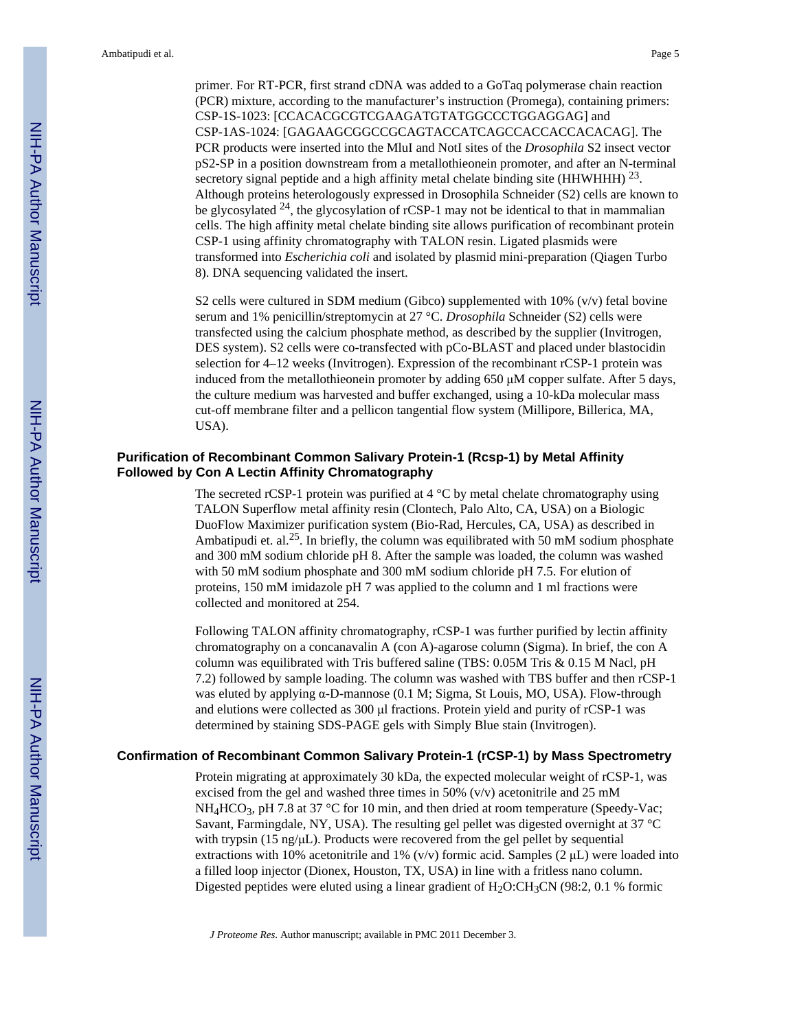primer. For RT-PCR, first strand cDNA was added to a GoTaq polymerase chain reaction (PCR) mixture, according to the manufacturer's instruction (Promega), containing primers: CSP-1S-1023: [CCACACGCGTCGAAGATGTATGGCCCTGGAGGAG] and CSP-1AS-1024: [GAGAAGCGGCCGCAGTACCATCAGCCACCACCACACAG]. The PCR products were inserted into the MluI and NotI sites of the *Drosophila* S2 insect vector pS2-SP in a position downstream from a metallothieonein promoter, and after an N-terminal secretory signal peptide and a high affinity metal chelate binding site (HHWHHH) [23]. Although proteins heterologously expressed in Drosophila Schneider (S2) cells are known to be glycosylated [24], the glycosylation of rCSP-1 may not be identical to that in mammalian cells. The high affinity metal chelate binding site allows purification of recombinant protein CSP-1 using affinity chromatography with TALON resin. Ligated plasmids were transformed into *Escherichia coli* and isolated by plasmid mini-preparation (Qiagen Turbo 8). DNA sequencing validated the insert.

S2 cells were cultured in SDM medium (Gibco) supplemented with 10% (v/v) fetal bovine serum and 1% penicillin/streptomycin at 27 °C. *Drosophila* Schneider (S2) cells were transfected using the calcium phosphate method, as described by the supplier (Invitrogen, DES system). S2 cells were co-transfected with pCo-BLAST and placed under blastocidin selection for 4–12 weeks (Invitrogen). Expression of the recombinant rCSP-1 protein was induced from the metallothieonein promoter by adding 650 μM copper sulfate. After 5 days, the culture medium was harvested and buffer exchanged, using a 10-kDa molecular mass cut-off membrane filter and a pellicon tangential flow system (Millipore, Billerica, MA, USA).

### Purification of Recombinant Common Salivary Protein-1 (Rcsp-1) by Metal Affinity Followed by Con A Lectin Affinity Chromatography

The secreted rCSP-1 protein was purified at 4 °C by metal chelate chromatography using TALON Superflow metal affinity resin (Clontech, Palo Alto, CA, USA) on a Biologic DuoFlow Maximizer purification system (Bio-Rad, Hercules, CA, USA) as described in Ambatipudi et. al.[25]. In briefly, the column was equilibrated with 50 mM sodium phosphate and 300 mM sodium chloride pH 8. After the sample was loaded, the column was washed with 50 mM sodium phosphate and 300 mM sodium chloride pH 7.5. For elution of proteins, 150 mM imidazole pH 7 was applied to the column and 1 ml fractions were collected and monitored at 254.

Following TALON affinity chromatography, rCSP-1 was further purified by lectin affinity chromatography on a concanavalin A (con A)-agarose column (Sigma). In brief, the con A column was equilibrated with Tris buffered saline (TBS: 0.05M Tris & 0.15 M Nacl, pH 7.2) followed by sample loading. The column was washed with TBS buffer and then rCSP-1 was eluted by applying α-D-mannose (0.1 M; Sigma, St Louis, MO, USA). Flow-through and elutions were collected as 300 μl fractions. Protein yield and purity of rCSP-1 was determined by staining SDS-PAGE gels with Simply Blue stain (Invitrogen).

### Confirmation of Recombinant Common Salivary Protein-1 (rCSP-1) by Mass Spectrometry

Protein migrating at approximately 30 kDa, the expected molecular weight of rCSP-1, was excised from the gel and washed three times in 50% (v/v) acetonitrile and 25 mM $NH_4HCO_3$, pH 7.8 at 37 °C for 10 min, and then dried at room temperature (Speedy-Vac; Savant, Farmingdale, NY, USA). The resulting gel pellet was digested overnight at 37 °C with trypsin (15 ng/μL). Products were recovered from the gel pellet by sequential extractions with 10% acetonitrile and 1% (v/v) formic acid. Samples (2 μL) were loaded into a filled loop injector (Dionex, Houston, TX, USA) in line with a fritless nano column. Digested peptides were eluted using a linear gradient of $H_2O$:$CH_3CN$ (98:2, 0.1 % formic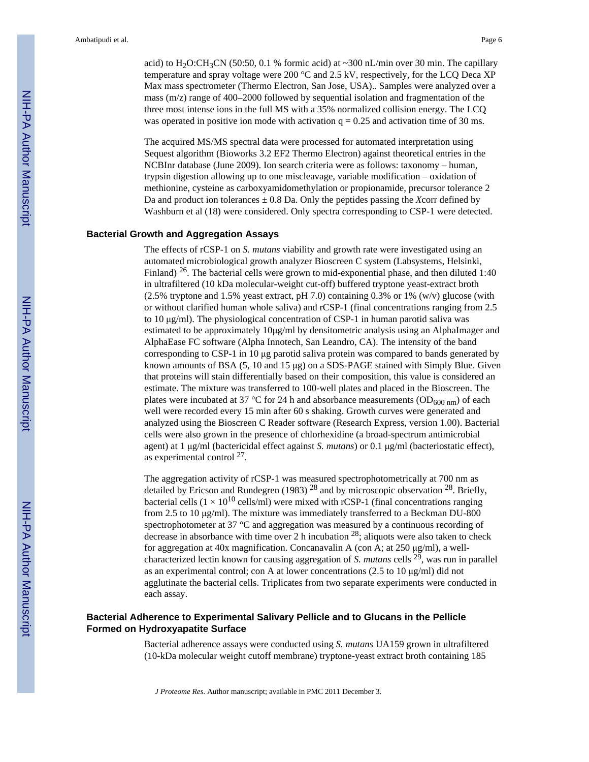acid) to $H_2O$:$CH_3CN$ (50:50, 0.1 % formic acid) at ~300 nL/min over 30 min. The capillary temperature and spray voltage were 200 °C and 2.5 kV, respectively, for the LCQ Deca XP Max mass spectrometer (Thermo Electron, San Jose, USA).. Samples were analyzed over a mass (m/z) range of 400–2000 followed by sequential isolation and fragmentation of the three most intense ions in the full MS with a 35% normalized collision energy. The LCQ was operated in positive ion mode with activation q = 0.25 and activation time of 30 ms.

The acquired MS/MS spectral data were processed for automated interpretation using Sequest algorithm (Bioworks 3.2 EF2 Thermo Electron) against theoretical entries in the NCBInr database (June 2009). Ion search criteria were as follows: taxonomy – human, trypsin digestion allowing up to one miscleavage, variable modification – oxidation of methionine, cysteine as carboxyamidomethylation or propionamide, precursor tolerance 2 Da and product ion tolerances ± 0.8 Da. Only the peptides passing the *X*corr defined by Washburn et al (18) were considered. Only spectra corresponding to CSP-1 were detected.

## Bacterial Growth and Aggregation Assays

The effects of rCSP-1 on *S. mutans* viability and growth rate were investigated using an automated microbiological growth analyzer Bioscreen C system (Labsystems, Helsinki, Finland) [26]. The bacterial cells were grown to mid-exponential phase, and then diluted 1:40 in ultrafiltered (10 kDa molecular-weight cut-off) buffered tryptone yeast-extract broth (2.5% tryptone and 1.5% yeast extract, pH 7.0) containing 0.3% or 1% (w/v) glucose (with or without clarified human whole saliva) and rCSP-1 (final concentrations ranging from 2.5 to 10 μg/ml). The physiological concentration of CSP-1 in human parotid saliva was estimated to be approximately 10μg/ml by densitometric analysis using an AlphaImager and AlphaEase FC software (Alpha Innotech, San Leandro, CA). The intensity of the band corresponding to CSP-1 in 10 μg parotid saliva protein was compared to bands generated by known amounts of BSA (5, 10 and 15 μg) on a SDS-PAGE stained with Simply Blue. Given that proteins will stain differentially based on their composition, this value is considered an estimate. The mixture was transferred to 100-well plates and placed in the Bioscreen. The plates were incubated at 37 °C for 24 h and absorbance measurements ($OD_{600\ nm}$) of each well were recorded every 15 min after 60 s shaking. Growth curves were generated and analyzed using the Bioscreen C Reader software (Research Express, version 1.00). Bacterial cells were also grown in the presence of chlorhexidine (a broad-spectrum antimicrobial agent) at 1 μg/ml (bactericidal effect against *S. mutans*) or 0.1 μg/ml (bacteriostatic effect), as experimental control [27].

The aggregation activity of rCSP-1 was measured spectrophotometrically at 700 nm as detailed by Ericson and Rundegren (1983) [28] and by microscopic observation [28]. Briefly, bacterial cells ($1 \times 10^{10}$ cells/ml) were mixed with rCSP-1 (final concentrations ranging from 2.5 to 10 μg/ml). The mixture was immediately transferred to a Beckman DU-800 spectrophotometer at 37 °C and aggregation was measured by a continuous recording of decrease in absorbance with time over 2 h incubation [28]; aliquots were also taken to check for aggregation at 40x magnification. Concanavalin A (con A; at 250 μg/ml), a well-characterized lectin known for causing aggregation of *S. mutans* cells [29], was run in parallel as an experimental control; con A at lower concentrations (2.5 to 10 μg/ml) did not agglutinate the bacterial cells. Triplicates from two separate experiments were conducted in each assay.

## Bacterial Adherence to Experimental Salivary Pellicle and to Glucans in the Pellicle Formed on Hydroxyapatite Surface

Bacterial adherence assays were conducted using *S. mutans* UA159 grown in ultrafiltered (10-kDa molecular weight cutoff membrane) tryptone-yeast extract broth containing 185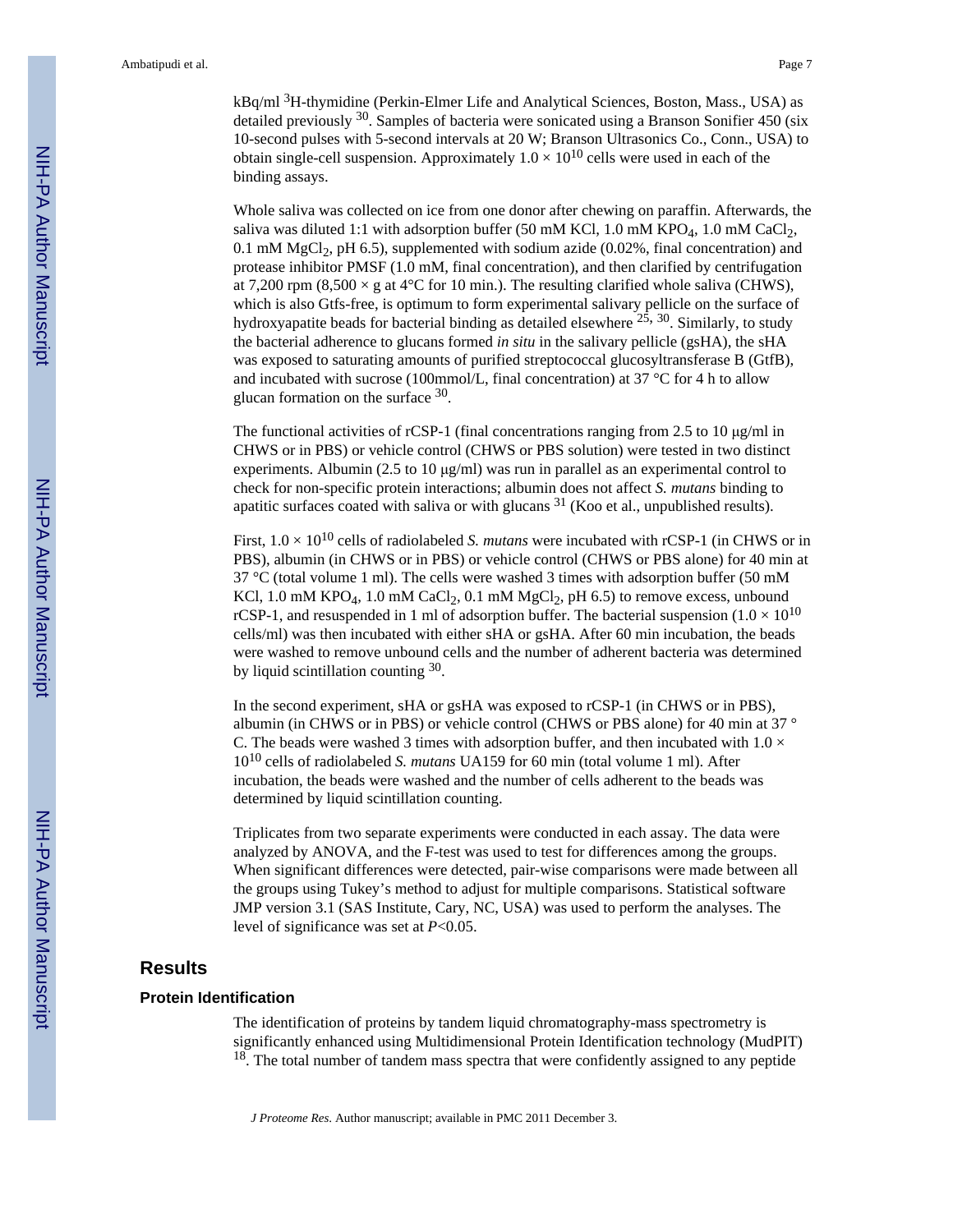kBq/ml $^{3}$H-thymidine (Perkin-Elmer Life and Analytical Sciences, Boston, Mass., USA) as detailed previously [30]. Samples of bacteria were sonicated using a Branson Sonifier 450 (six 10-second pulses with 5-second intervals at 20 W; Branson Ultrasonics Co., Conn., USA) to obtain single-cell suspension. Approximately $1.0 \times 10^{10}$ cells were used in each of the binding assays.

Whole saliva was collected on ice from one donor after chewing on paraffin. Afterwards, the saliva was diluted 1:1 with adsorption buffer (50 mM KCl, 1.0 mM $KPO_4$, 1.0 mM $CaCl_2$, 0.1 mM $MgCl_2$, pH 6.5), supplemented with sodium azide (0.02%, final concentration) and protease inhibitor PMSF (1.0 mM, final concentration), and then clarified by centrifugation at 7,200 rpm (8,500 × g at 4°C for 10 min.). The resulting clarified whole saliva (CHWS), which is also Gtfs-free, is optimum to form experimental salivary pellicle on the surface of hydroxyapatite beads for bacterial binding as detailed elsewhere [25, 30]. Similarly, to study the bacterial adherence to glucans formed *in situ* in the salivary pellicle (gsHA), the sHA was exposed to saturating amounts of purified streptococcal glucosyltransferase B (GtfB), and incubated with sucrose (100mmol/L, final concentration) at 37 °C for 4 h to allow glucan formation on the surface [30].

The functional activities of rCSP-1 (final concentrations ranging from 2.5 to 10 μg/ml in CHWS or in PBS) or vehicle control (CHWS or PBS solution) were tested in two distinct experiments. Albumin (2.5 to 10 μg/ml) was run in parallel as an experimental control to check for non-specific protein interactions; albumin does not affect *S. mutans* binding to apatitic surfaces coated with saliva or with glucans [31] (Koo et al., unpublished results).

First, $1.0 \times 10^{10}$ cells of radiolabeled *S. mutans* were incubated with rCSP-1 (in CHWS or in PBS), albumin (in CHWS or in PBS) or vehicle control (CHWS or PBS alone) for 40 min at 37 °C (total volume 1 ml). The cells were washed 3 times with adsorption buffer (50 mM KCl, 1.0 mM $KPO_4$, 1.0 mM $CaCl_2$, 0.1 mM $MgCl_2$, pH 6.5) to remove excess, unbound rCSP-1, and resuspended in 1 ml of adsorption buffer. The bacterial suspension ($1.0 \times 10^{10}$ cells/ml) was then incubated with either sHA or gsHA. After 60 min incubation, the beads were washed to remove unbound cells and the number of adherent bacteria was determined by liquid scintillation counting [30].

In the second experiment, sHA or gsHA was exposed to rCSP-1 (in CHWS or in PBS), albumin (in CHWS or in PBS) or vehicle control (CHWS or PBS alone) for 40 min at 37 °C. The beads were washed 3 times with adsorption buffer, and then incubated with $1.0 \times 10^{10}$ cells of radiolabeled *S. mutans* UA159 for 60 min (total volume 1 ml). After incubation, the beads were washed and the number of cells adherent to the beads was determined by liquid scintillation counting.

Triplicates from two separate experiments were conducted in each assay. The data were analyzed by ANOVA, and the F-test was used to test for differences among the groups. When significant differences were detected, pair-wise comparisons were made between all the groups using Tukey's method to adjust for multiple comparisons. Statistical software JMP version 3.1 (SAS Institute, Cary, NC, USA) was used to perform the analyses. The level of significance was set at $P<0.05$.

## Results

### Protein Identification

The identification of proteins by tandem liquid chromatography-mass spectrometry is significantly enhanced using Multidimensional Protein Identification technology (MudPIT) [18]. The total number of tandem mass spectra that were confidently assigned to any peptide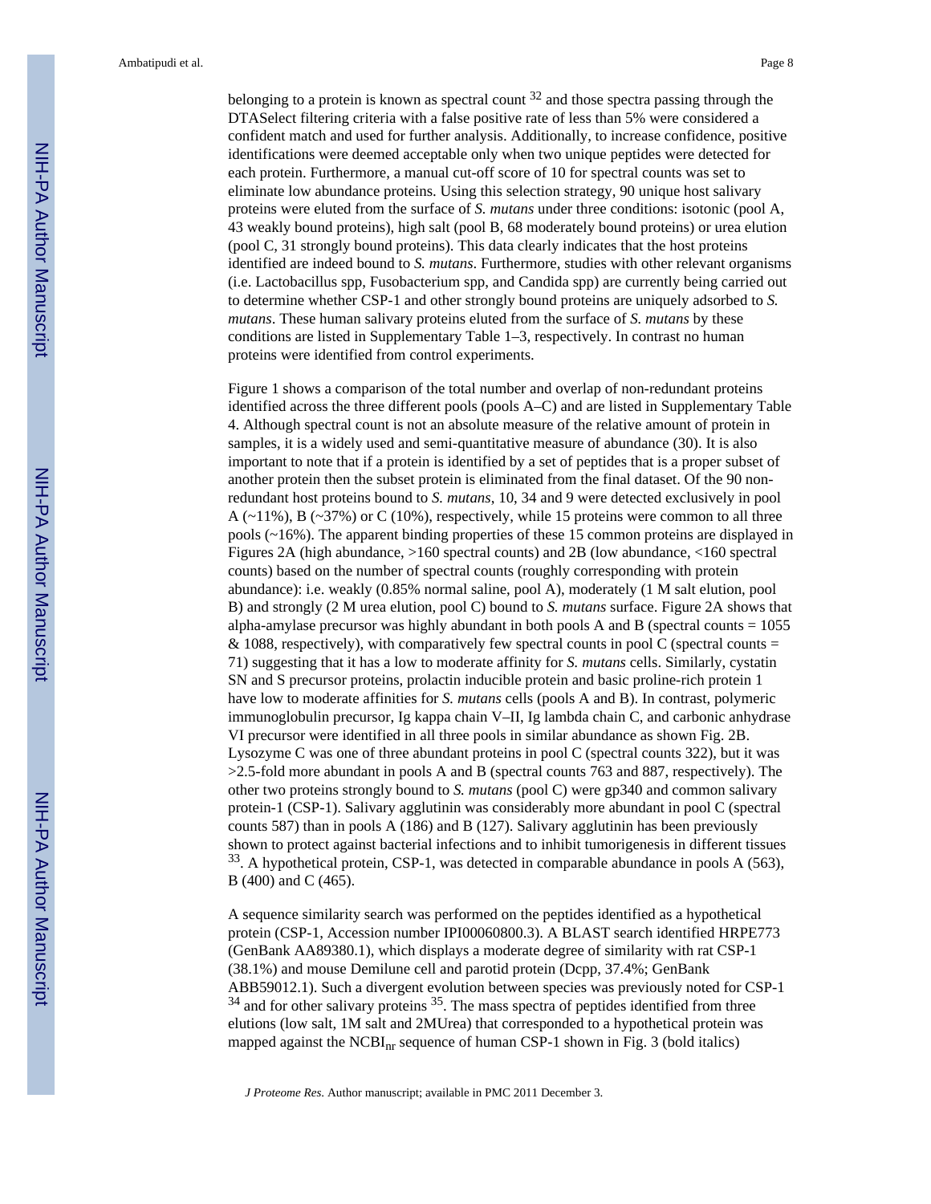belonging to a protein is known as spectral count [32] and those spectra passing through the DTASelect filtering criteria with a false positive rate of less than 5% were considered a confident match and used for further analysis. Additionally, to increase confidence, positive identifications were deemed acceptable only when two unique peptides were detected for each protein. Furthermore, a manual cut-off score of 10 for spectral counts was set to eliminate low abundance proteins. Using this selection strategy, 90 unique host salivary proteins were eluted from the surface of *S. mutans* under three conditions: isotonic (pool A, 43 weakly bound proteins), high salt (pool B, 68 moderately bound proteins) or urea elution (pool C, 31 strongly bound proteins). This data clearly indicates that the host proteins identified are indeed bound to *S. mutans*. Furthermore, studies with other relevant organisms (i.e. Lactobacillus spp, Fusobacterium spp, and Candida spp) are currently being carried out to determine whether CSP-1 and other strongly bound proteins are uniquely adsorbed to *S. mutans*. These human salivary proteins eluted from the surface of *S. mutans* by these conditions are listed in Supplementary Table 1–3, respectively. In contrast no human proteins were identified from control experiments.

Figure 1 shows a comparison of the total number and overlap of non-redundant proteins identified across the three different pools (pools A–C) and are listed in Supplementary Table 4. Although spectral count is not an absolute measure of the relative amount of protein in samples, it is a widely used and semi-quantitative measure of abundance (30). It is also important to note that if a protein is identified by a set of peptides that is a proper subset of another protein then the subset protein is eliminated from the final dataset. Of the 90 non-redundant host proteins bound to *S. mutans*, 10, 34 and 9 were detected exclusively in pool A (~11%), B (~37%) or C (10%), respectively, while 15 proteins were common to all three pools (~16%). The apparent binding properties of these 15 common proteins are displayed in Figures 2A (high abundance, >160 spectral counts) and 2B (low abundance, <160 spectral counts) based on the number of spectral counts (roughly corresponding with protein abundance): i.e. weakly (0.85% normal saline, pool A), moderately (1 M salt elution, pool B) and strongly (2 M urea elution, pool C) bound to *S. mutans* surface. Figure 2A shows that alpha-amylase precursor was highly abundant in both pools A and B (spectral counts = 1055 & 1088, respectively), with comparatively few spectral counts in pool C (spectral counts = 71) suggesting that it has a low to moderate affinity for *S. mutans* cells. Similarly, cystatin SN and S precursor proteins, prolactin inducible protein and basic proline-rich protein 1 have low to moderate affinities for *S. mutans* cells (pools A and B). In contrast, polymeric immunoglobulin precursor, Ig kappa chain V–II, Ig lambda chain C, and carbonic anhydrase VI precursor were identified in all three pools in similar abundance as shown Fig. 2B. Lysozyme C was one of three abundant proteins in pool C (spectral counts 322), but it was >2.5-fold more abundant in pools A and B (spectral counts 763 and 887, respectively). The other two proteins strongly bound to *S. mutans* (pool C) were gp340 and common salivary protein-1 (CSP-1). Salivary agglutinin was considerably more abundant in pool C (spectral counts 587) than in pools A (186) and B (127). Salivary agglutinin has been previously shown to protect against bacterial infections and to inhibit tumorigenesis in different tissues [33]. A hypothetical protein, CSP-1, was detected in comparable abundance in pools A (563), B (400) and C (465).

A sequence similarity search was performed on the peptides identified as a hypothetical protein (CSP-1, Accession number IPI00060800.3). A BLAST search identified HRPE773 (GenBank AA89380.1), which displays a moderate degree of similarity with rat CSP-1 (38.1%) and mouse Demilune cell and parotid protein (Dcpp, 37.4%; GenBank ABB59012.1). Such a divergent evolution between species was previously noted for CSP-1 [34] and for other salivary proteins [35]. The mass spectra of peptides identified from three elutions (low salt, 1M salt and 2MUrea) that corresponded to a hypothetical protein was mapped against the $NCBI_{nr}$ sequence of human CSP-1 shown in Fig. 3 (bold italics)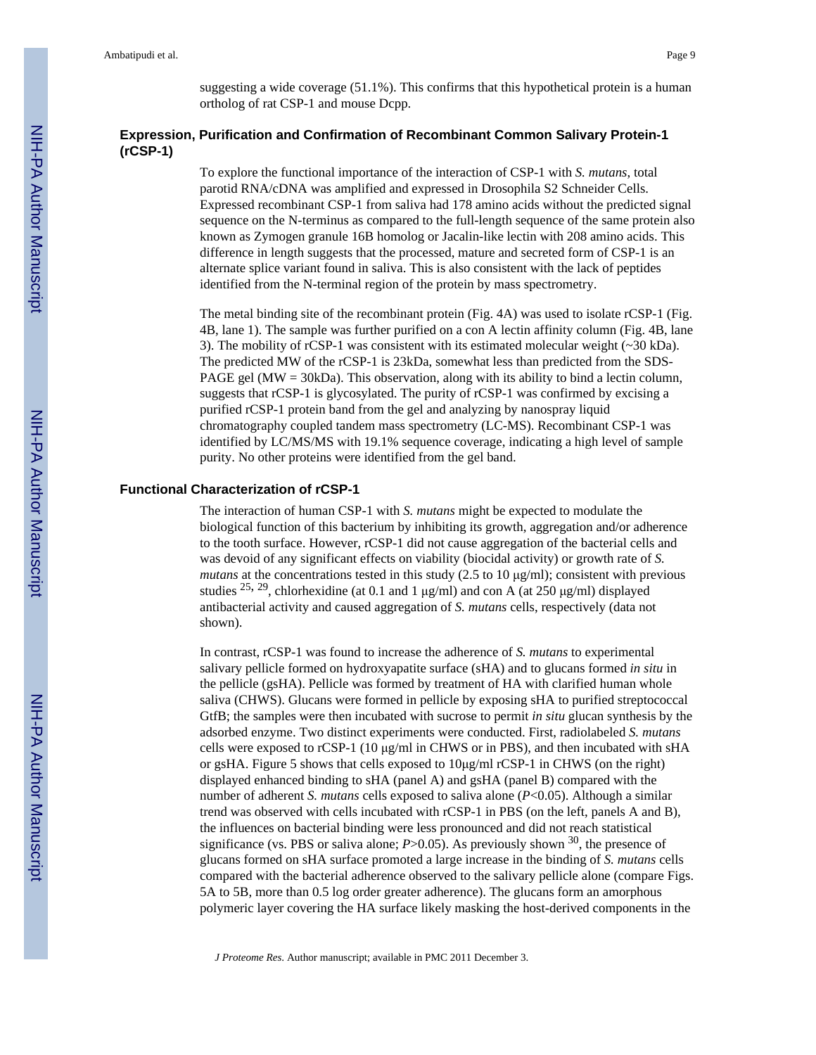suggesting a wide coverage (51.1%). This confirms that this hypothetical protein is a human ortholog of rat CSP-1 and mouse Dcpp.

### Expression, Purification and Confirmation of Recombinant Common Salivary Protein-1 (rCSP-1)

To explore the functional importance of the interaction of CSP-1 with *S. mutans*, total parotid RNA/cDNA was amplified and expressed in Drosophila S2 Schneider Cells. Expressed recombinant CSP-1 from saliva had 178 amino acids without the predicted signal sequence on the N-terminus as compared to the full-length sequence of the same protein also known as Zymogen granule 16B homolog or Jacalin-like lectin with 208 amino acids. This difference in length suggests that the processed, mature and secreted form of CSP-1 is an alternate splice variant found in saliva. This is also consistent with the lack of peptides identified from the N-terminal region of the protein by mass spectrometry.

The metal binding site of the recombinant protein (Fig. 4A) was used to isolate rCSP-1 (Fig. 4B, lane 1). The sample was further purified on a con A lectin affinity column (Fig. 4B, lane 3). The mobility of rCSP-1 was consistent with its estimated molecular weight (~30 kDa). The predicted MW of the rCSP-1 is 23kDa, somewhat less than predicted from the SDS-PAGE gel (MW = 30kDa). This observation, along with its ability to bind a lectin column, suggests that rCSP-1 is glycosylated. The purity of rCSP-1 was confirmed by excising a purified rCSP-1 protein band from the gel and analyzing by nanospray liquid chromatography coupled tandem mass spectrometry (LC-MS). Recombinant CSP-1 was identified by LC/MS/MS with 19.1% sequence coverage, indicating a high level of sample purity. No other proteins were identified from the gel band.

### Functional Characterization of rCSP-1

The interaction of human CSP-1 with *S. mutans* might be expected to modulate the biological function of this bacterium by inhibiting its growth, aggregation and/or adherence to the tooth surface. However, rCSP-1 did not cause aggregation of the bacterial cells and was devoid of any significant effects on viability (biocidal activity) or growth rate of *S. mutans* at the concentrations tested in this study (2.5 to 10 μg/ml); consistent with previous studies [25, 29], chlorhexidine (at 0.1 and 1 μg/ml) and con A (at 250 μg/ml) displayed antibacterial activity and caused aggregation of *S. mutans* cells, respectively (data not shown).

In contrast, rCSP-1 was found to increase the adherence of *S. mutans* to experimental salivary pellicle formed on hydroxyapatite surface (sHA) and to glucans formed *in situ* in the pellicle (gsHA). Pellicle was formed by treatment of HA with clarified human whole saliva (CHWS). Glucans were formed in pellicle by exposing sHA to purified streptococcal GtfB; the samples were then incubated with sucrose to permit *in situ* glucan synthesis by the adsorbed enzyme. Two distinct experiments were conducted. First, radiolabeled *S. mutans* cells were exposed to rCSP-1 (10 μg/ml in CHWS or in PBS), and then incubated with sHA or gsHA. Figure 5 shows that cells exposed to 10μg/ml rCSP-1 in CHWS (on the right) displayed enhanced binding to sHA (panel A) and gsHA (panel B) compared with the number of adherent *S. mutans* cells exposed to saliva alone ($P<0.05$). Although a similar trend was observed with cells incubated with rCSP-1 in PBS (on the left, panels A and B), the influences on bacterial binding were less pronounced and did not reach statistical significance (vs. PBS or saliva alone; $P>0.05$). As previously shown [30], the presence of glucans formed on sHA surface promoted a large increase in the binding of *S. mutans* cells compared with the bacterial adherence observed to the salivary pellicle alone (compare Figs. 5A to 5B, more than 0.5 log order greater adherence). The glucans form an amorphous polymeric layer covering the HA surface likely masking the host-derived components in the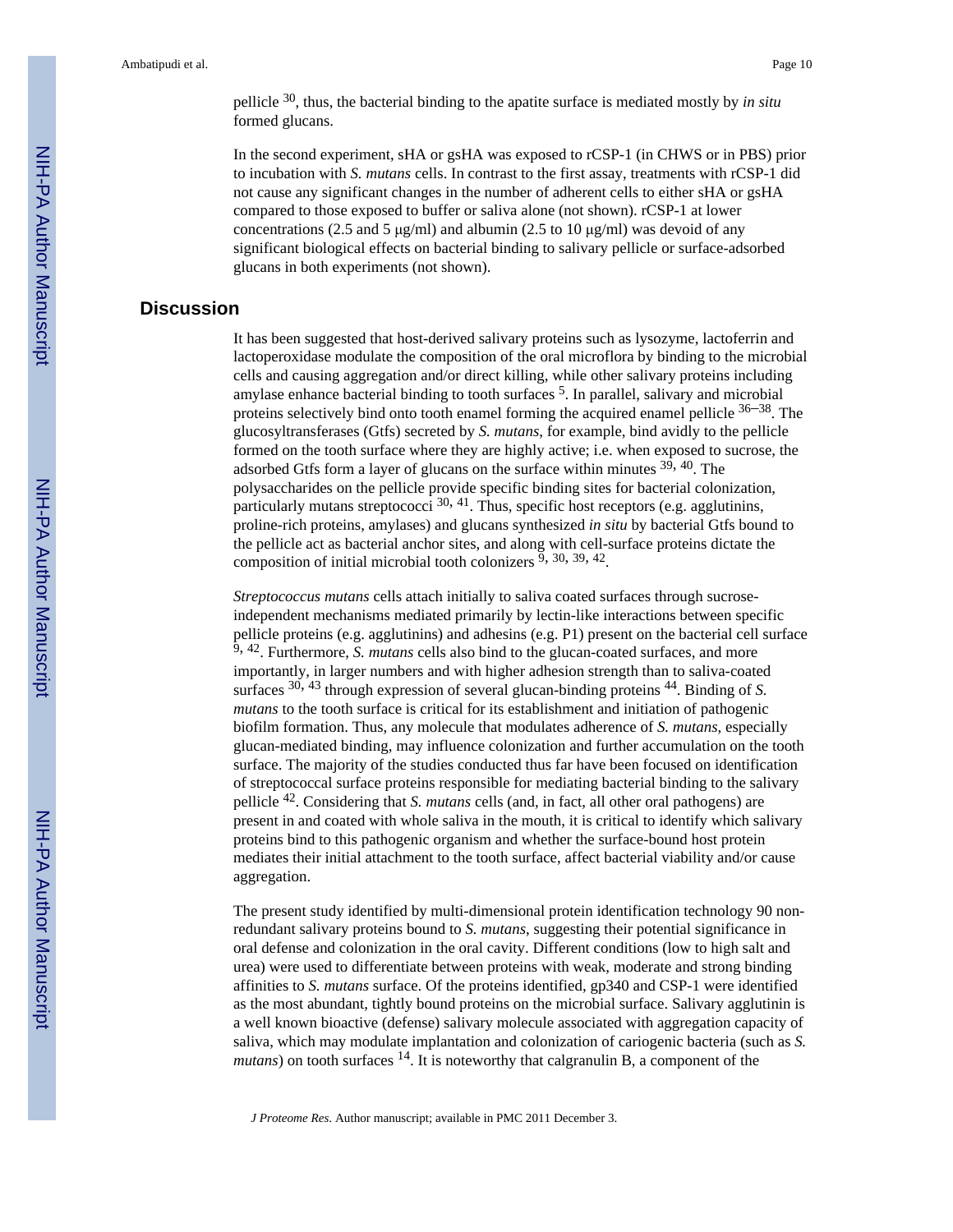pellicle [30], thus, the bacterial binding to the apatite surface is mediated mostly by *in situ* formed glucans.

In the second experiment, sHA or gsHA was exposed to rCSP-1 (in CHWS or in PBS) prior to incubation with *S. mutans* cells. In contrast to the first assay, treatments with rCSP-1 did not cause any significant changes in the number of adherent cells to either sHA or gsHA compared to those exposed to buffer or saliva alone (not shown). rCSP-1 at lower concentrations (2.5 and 5 μg/ml) and albumin (2.5 to 10 μg/ml) was devoid of any significant biological effects on bacterial binding to salivary pellicle or surface-adsorbed glucans in both experiments (not shown).

## Discussion

It has been suggested that host-derived salivary proteins such as lysozyme, lactoferrin and lactoperoxidase modulate the composition of the oral microflora by binding to the microbial cells and causing aggregation and/or direct killing, while other salivary proteins including amylase enhance bacterial binding to tooth surfaces [5]. In parallel, salivary and microbial proteins selectively bind onto tooth enamel forming the acquired enamel pellicle [36–38]. The glucosyltransferases (Gtfs) secreted by *S. mutans*, for example, bind avidly to the pellicle formed on the tooth surface where they are highly active; i.e. when exposed to sucrose, the adsorbed Gtfs form a layer of glucans on the surface within minutes [39, 40]. The polysaccharides on the pellicle provide specific binding sites for bacterial colonization, particularly mutans streptococci [30, 41]. Thus, specific host receptors (e.g. agglutinins, proline-rich proteins, amylases) and glucans synthesized *in situ* by bacterial Gtfs bound to the pellicle act as bacterial anchor sites, and along with cell-surface proteins dictate the composition of initial microbial tooth colonizers [9, 30, 39, 42].

*Streptococcus mutans* cells attach initially to saliva coated surfaces through sucrose-independent mechanisms mediated primarily by lectin-like interactions between specific pellicle proteins (e.g. agglutinins) and adhesins (e.g. P1) present on the bacterial cell surface [9, 42]. Furthermore, *S. mutans* cells also bind to the glucan-coated surfaces, and more importantly, in larger numbers and with higher adhesion strength than to saliva-coated surfaces [30, 43] through expression of several glucan-binding proteins [44]. Binding of *S. mutans* to the tooth surface is critical for its establishment and initiation of pathogenic biofilm formation. Thus, any molecule that modulates adherence of *S. mutans*, especially glucan-mediated binding, may influence colonization and further accumulation on the tooth surface. The majority of the studies conducted thus far have been focused on identification of streptococcal surface proteins responsible for mediating bacterial binding to the salivary pellicle [42]. Considering that *S. mutans* cells (and, in fact, all other oral pathogens) are present in and coated with whole saliva in the mouth, it is critical to identify which salivary proteins bind to this pathogenic organism and whether the surface-bound host protein mediates their initial attachment to the tooth surface, affect bacterial viability and/or cause aggregation.

The present study identified by multi-dimensional protein identification technology 90 non-redundant salivary proteins bound to *S. mutans*, suggesting their potential significance in oral defense and colonization in the oral cavity. Different conditions (low to high salt and urea) were used to differentiate between proteins with weak, moderate and strong binding affinities to *S. mutans* surface. Of the proteins identified, gp340 and CSP-1 were identified as the most abundant, tightly bound proteins on the microbial surface. Salivary agglutinin is a well known bioactive (defense) salivary molecule associated with aggregation capacity of saliva, which may modulate implantation and colonization of cariogenic bacteria (such as *S. mutans*) on tooth surfaces [14]. It is noteworthy that calgranulin B, a component of the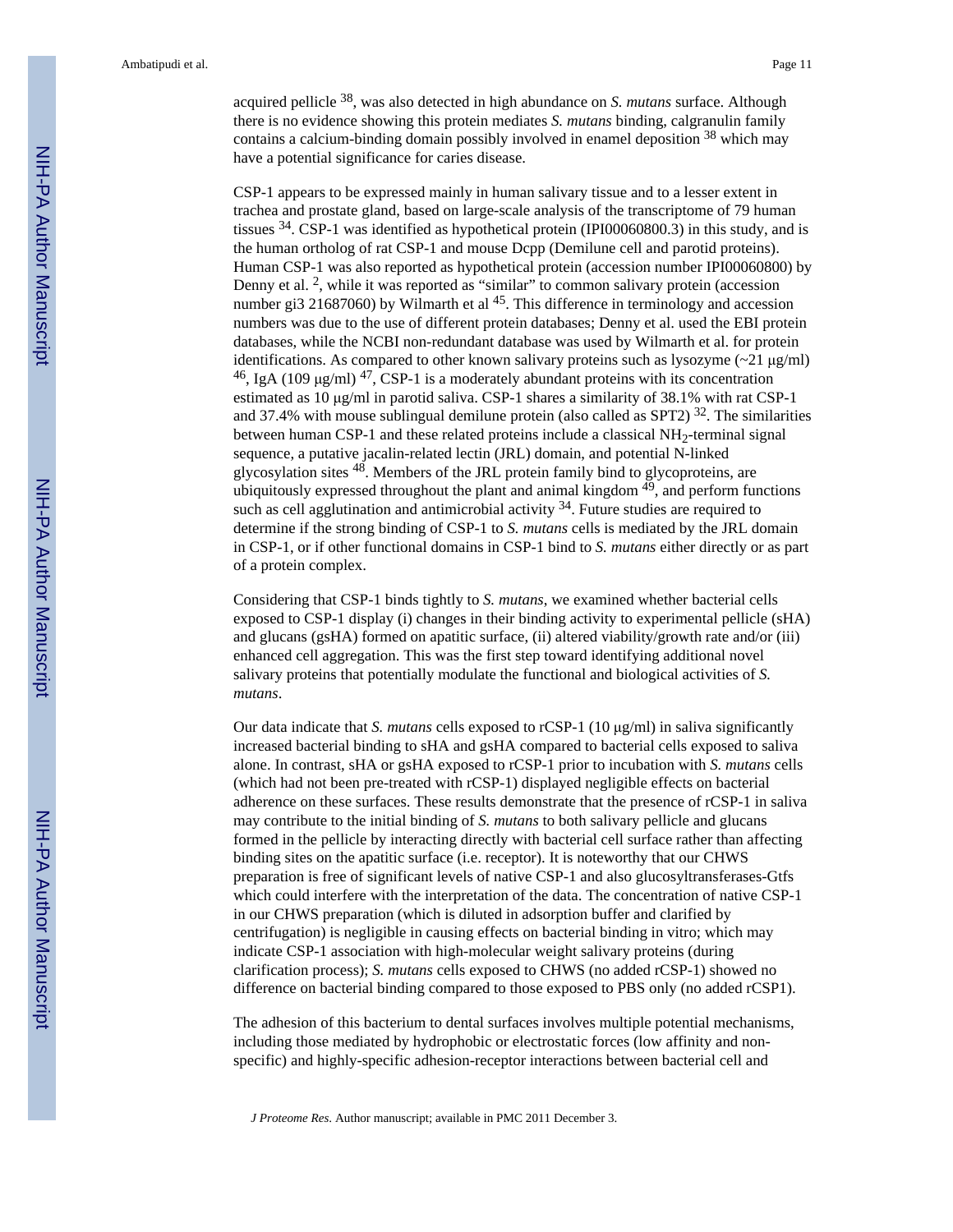acquired pellicle [38], was also detected in high abundance on *S. mutans* surface. Although there is no evidence showing this protein mediates *S. mutans* binding, calgranulin family contains a calcium-binding domain possibly involved in enamel deposition [38] which may have a potential significance for caries disease.

CSP-1 appears to be expressed mainly in human salivary tissue and to a lesser extent in trachea and prostate gland, based on large-scale analysis of the transcriptome of 79 human tissues [34]. CSP-1 was identified as hypothetical protein (IPI00060800.3) in this study, and is the human ortholog of rat CSP-1 and mouse Dcpp (Demilune cell and parotid proteins). Human CSP-1 was also reported as hypothetical protein (accession number IPI00060800) by Denny et al. [2], while it was reported as "similar" to common salivary protein (accession number gi3 21687060) by Wilmarth et al [45]. This difference in terminology and accession numbers was due to the use of different protein databases; Denny et al. used the EBI protein databases, while the NCBI non-redundant database was used by Wilmarth et al. for protein identifications. As compared to other known salivary proteins such as lysozyme (~21 μg/ml) [46], IgA (109 μg/ml) [47], CSP-1 is a moderately abundant proteins with its concentration estimated as 10 μg/ml in parotid saliva. CSP-1 shares a similarity of 38.1% with rat CSP-1 and 37.4% with mouse sublingual demilune protein (also called as SPT2) [32]. The similarities between human CSP-1 and these related proteins include a classical $NH_2$-terminal signal sequence, a putative jacalin-related lectin (JRL) domain, and potential N-linked glycosylation sites [48]. Members of the JRL protein family bind to glycoproteins, are ubiquitously expressed throughout the plant and animal kingdom [49], and perform functions such as cell agglutination and antimicrobial activity [34]. Future studies are required to determine if the strong binding of CSP-1 to *S. mutans* cells is mediated by the JRL domain in CSP-1, or if other functional domains in CSP-1 bind to *S. mutans* either directly or as part of a protein complex.

Considering that CSP-1 binds tightly to *S. mutans*, we examined whether bacterial cells exposed to CSP-1 display (i) changes in their binding activity to experimental pellicle (sHA) and glucans (gsHA) formed on apatitic surface, (ii) altered viability/growth rate and/or (iii) enhanced cell aggregation. This was the first step toward identifying additional novel salivary proteins that potentially modulate the functional and biological activities of *S. mutans*.

Our data indicate that *S. mutans* cells exposed to rCSP-1 (10 μg/ml) in saliva significantly increased bacterial binding to sHA and gsHA compared to bacterial cells exposed to saliva alone. In contrast, sHA or gsHA exposed to rCSP-1 prior to incubation with *S. mutans* cells (which had not been pre-treated with rCSP-1) displayed negligible effects on bacterial adherence on these surfaces. These results demonstrate that the presence of rCSP-1 in saliva may contribute to the initial binding of *S. mutans* to both salivary pellicle and glucans formed in the pellicle by interacting directly with bacterial cell surface rather than affecting binding sites on the apatitic surface (i.e. receptor). It is noteworthy that our CHWS preparation is free of significant levels of native CSP-1 and also glucosyltransferases-Gtfs which could interfere with the interpretation of the data. The concentration of native CSP-1 in our CHWS preparation (which is diluted in adsorption buffer and clarified by centrifugation) is negligible in causing effects on bacterial binding in vitro; which may indicate CSP-1 association with high-molecular weight salivary proteins (during clarification process); *S. mutans* cells exposed to CHWS (no added rCSP-1) showed no difference on bacterial binding compared to those exposed to PBS only (no added rCSP1).

The adhesion of this bacterium to dental surfaces involves multiple potential mechanisms, including those mediated by hydrophobic or electrostatic forces (low affinity and non-specific) and highly-specific adhesion-receptor interactions between bacterial cell and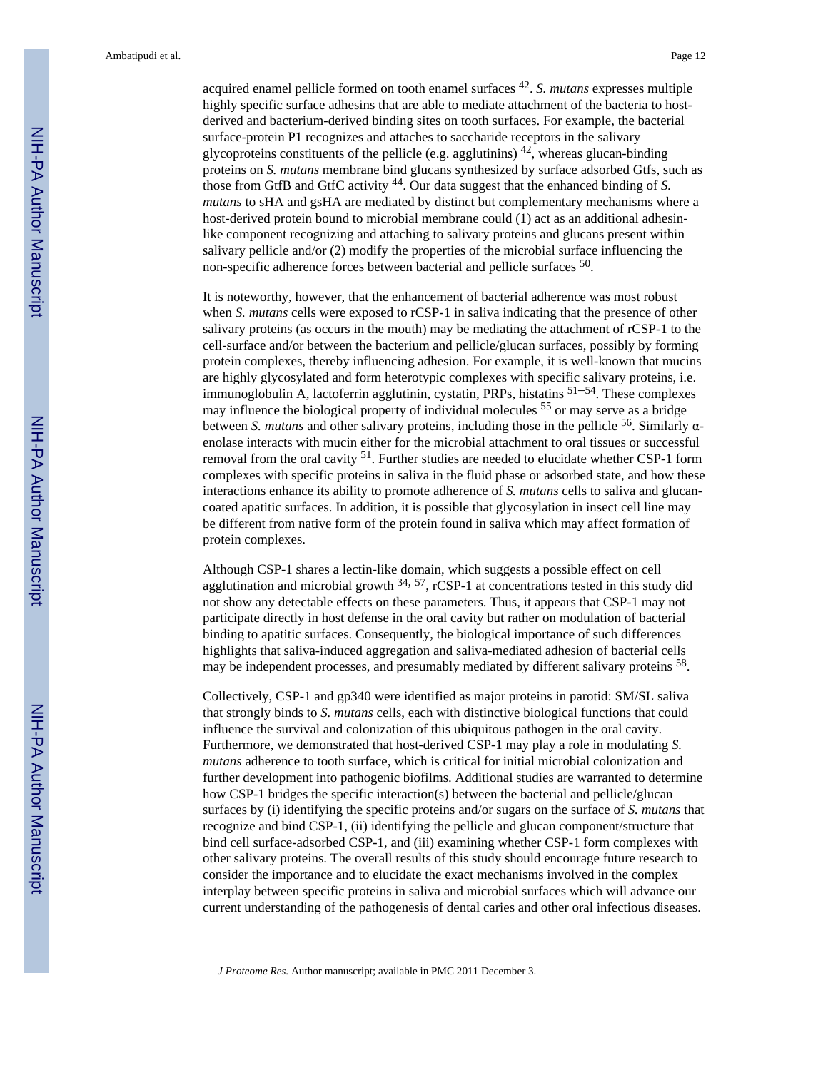acquired enamel pellicle formed on tooth enamel surfaces [42]. *S. mutans* expresses multiple highly specific surface adhesins that are able to mediate attachment of the bacteria to host-derived and bacterium-derived binding sites on tooth surfaces. For example, the bacterial surface-protein P1 recognizes and attaches to saccharide receptors in the salivary glycoproteins constituents of the pellicle (e.g. agglutinins) [42], whereas glucan-binding proteins on *S. mutans* membrane bind glucans synthesized by surface adsorbed Gtfs, such as those from GtfB and GtfC activity [44]. Our data suggest that the enhanced binding of *S. mutans* to sHA and gsHA are mediated by distinct but complementary mechanisms where a host-derived protein bound to microbial membrane could (1) act as an additional adhesin-like component recognizing and attaching to salivary proteins and glucans present within salivary pellicle and/or (2) modify the properties of the microbial surface influencing the non-specific adherence forces between bacterial and pellicle surfaces [50].

It is noteworthy, however, that the enhancement of bacterial adherence was most robust when *S. mutans* cells were exposed to rCSP-1 in saliva indicating that the presence of other salivary proteins (as occurs in the mouth) may be mediating the attachment of rCSP-1 to the cell-surface and/or between the bacterium and pellicle/glucan surfaces, possibly by forming protein complexes, thereby influencing adhesion. For example, it is well-known that mucins are highly glycosylated and form heterotypic complexes with specific salivary proteins, i.e. immunoglobulin A, lactoferrin agglutinin, cystatin, PRPs, histatins [51–54]. These complexes may influence the biological property of individual molecules [55] or may serve as a bridge between *S. mutans* and other salivary proteins, including those in the pellicle [56]. Similarly α-enolase interacts with mucin either for the microbial attachment to oral tissues or successful removal from the oral cavity [51]. Further studies are needed to elucidate whether CSP-1 form complexes with specific proteins in saliva in the fluid phase or adsorbed state, and how these interactions enhance its ability to promote adherence of *S. mutans* cells to saliva and glucan-coated apatitic surfaces. In addition, it is possible that glycosylation in insect cell line may be different from native form of the protein found in saliva which may affect formation of protein complexes.

Although CSP-1 shares a lectin-like domain, which suggests a possible effect on cell agglutination and microbial growth [34, 57], rCSP-1 at concentrations tested in this study did not show any detectable effects on these parameters. Thus, it appears that CSP-1 may not participate directly in host defense in the oral cavity but rather on modulation of bacterial binding to apatitic surfaces. Consequently, the biological importance of such differences highlights that saliva-induced aggregation and saliva-mediated adhesion of bacterial cells may be independent processes, and presumably mediated by different salivary proteins [58].

Collectively, CSP-1 and gp340 were identified as major proteins in parotid: SM/SL saliva that strongly binds to *S. mutans* cells, each with distinctive biological functions that could influence the survival and colonization of this ubiquitous pathogen in the oral cavity. Furthermore, we demonstrated that host-derived CSP-1 may play a role in modulating *S. mutans* adherence to tooth surface, which is critical for initial microbial colonization and further development into pathogenic biofilms. Additional studies are warranted to determine how CSP-1 bridges the specific interaction(s) between the bacterial and pellicle/glucan surfaces by (i) identifying the specific proteins and/or sugars on the surface of *S. mutans* that recognize and bind CSP-1, (ii) identifying the pellicle and glucan component/structure that bind cell surface-adsorbed CSP-1, and (iii) examining whether CSP-1 form complexes with other salivary proteins. The overall results of this study should encourage future research to consider the importance and to elucidate the exact mechanisms involved in the complex interplay between specific proteins in saliva and microbial surfaces which will advance our current understanding of the pathogenesis of dental caries and other oral infectious diseases.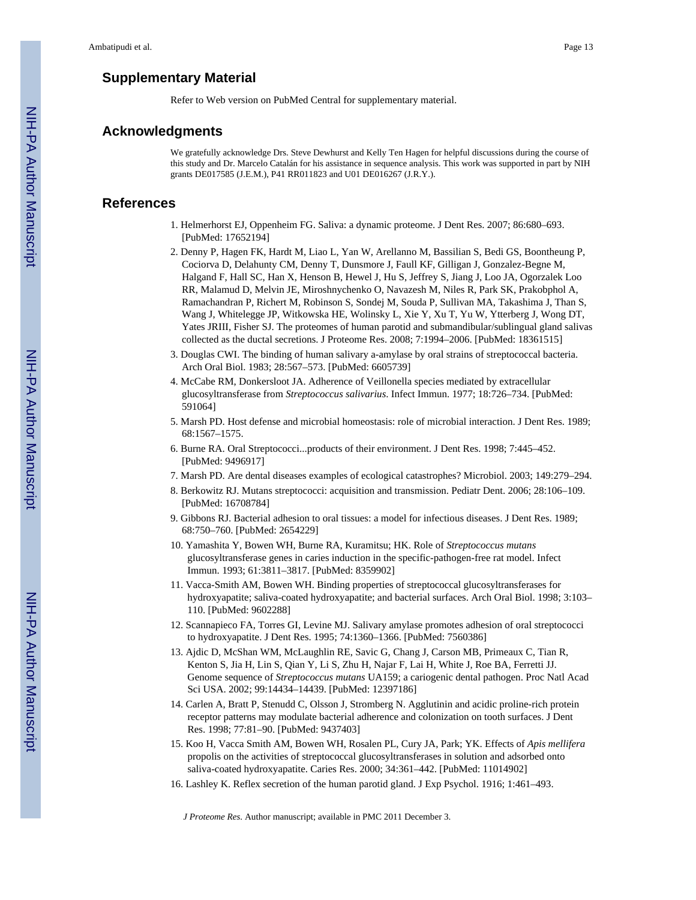## Supplementary Material

Refer to Web version on PubMed Central for supplementary material.

## Acknowledgments

We gratefully acknowledge Drs. Steve Dewhurst and Kelly Ten Hagen for helpful discussions during the course of this study and Dr. Marcelo Catalán for his assistance in sequence analysis. This work was supported in part by NIH grants DE017585 (J.E.M.), P41 RR011823 and U01 DE016267 (J.R.Y.).

## References

1. Helmerhorst EJ, Oppenheim FG. Saliva: a dynamic proteome. J Dent Res. 2007; 86:680–693. [PubMed: 17652194]
2. Denny P, Hagen FK, Hardt M, Liao L, Yan W, Arellanno M, Bassilian S, Bedi GS, Boontheung P, Cociorva D, Delahunty CM, Denny T, Dunsmore J, Faull KF, Gilligan J, Gonzalez-Begne M, Halgand F, Hall SC, Han X, Henson B, Hewel J, Hu S, Jeffrey S, Jiang J, Loo JA, Ogorzalek Loo RR, Malamud D, Melvin JE, Miroshnychenko O, Navazesh M, Niles R, Park SK, Prakobphol A, Ramachandran P, Richert M, Robinson S, Sondej M, Souda P, Sullivan MA, Takashima J, Than S, Wang J, Whitelegge JP, Witkowska HE, Wolinsky L, Xie Y, Xu T, Yu W, Ytterberg J, Wong DT, Yates JRIII, Fisher SJ. The proteomes of human parotid and submandibular/sublingual gland salivas collected as the ductal secretions. J Proteome Res. 2008; 7:1994–2006. [PubMed: 18361515]
3. Douglas CWI. The binding of human salivary a-amylase by oral strains of streptococcal bacteria. Arch Oral Biol. 1983; 28:567–573. [PubMed: 6605739]
4. McCabe RM, Donkersloot JA. Adherence of Veillonella species mediated by extracellular glucosyltransferase from *Streptococcus salivarius*. Infect Immun. 1977; 18:726–734. [PubMed: 591064]
5. Marsh PD. Host defense and microbial homeostasis: role of microbial interaction. J Dent Res. 1989; 68:1567–1575.
6. Burne RA. Oral Streptococci...products of their environment. J Dent Res. 1998; 7:445–452. [PubMed: 9496917]
7. Marsh PD. Are dental diseases examples of ecological catastrophes? Microbiol. 2003; 149:279–294.
8. Berkowitz RJ. Mutans streptococci: acquisition and transmission. Pediatr Dent. 2006; 28:106–109. [PubMed: 16708784]
9. Gibbons RJ. Bacterial adhesion to oral tissues: a model for infectious diseases. J Dent Res. 1989; 68:750–760. [PubMed: 2654229]
10. Yamashita Y, Bowen WH, Burne RA, Kuramitsu; HK. Role of *Streptococcus mutans* glucosyltransferase genes in caries induction in the specific-pathogen-free rat model. Infect Immun. 1993; 61:3811–3817. [PubMed: 8359902]
11. Vacca-Smith AM, Bowen WH. Binding properties of streptococcal glucosyltransferases for hydroxyapatite; saliva-coated hydroxyapatite; and bacterial surfaces. Arch Oral Biol. 1998; 3:103–110. [PubMed: 9602288]
12. Scannapieco FA, Torres GI, Levine MJ. Salivary amylase promotes adhesion of oral streptococci to hydroxyapatite. J Dent Res. 1995; 74:1360–1366. [PubMed: 7560386]
13. Ajdic D, McShan WM, McLaughlin RE, Savic G, Chang J, Carson MB, Primeaux C, Tian R, Kenton S, Jia H, Lin S, Qian Y, Li S, Zhu H, Najar F, Lai H, White J, Roe BA, Ferretti JJ. Genome sequence of *Streptococcus mutans* UA159; a cariogenic dental pathogen. Proc Natl Acad Sci USA. 2002; 99:14434–14439. [PubMed: 12397186]
14. Carlen A, Bratt P, Stenudd C, Olsson J, Stromberg N. Agglutinin and acidic proline-rich protein receptor patterns may modulate bacterial adherence and colonization on tooth surfaces. J Dent Res. 1998; 77:81–90. [PubMed: 9437403]
15. Koo H, Vacca Smith AM, Bowen WH, Rosalen PL, Cury JA, Park; YK. Effects of *Apis mellifera* propolis on the activities of streptococcal glucosyltransferases in solution and adsorbed onto saliva-coated hydroxyapatite. Caries Res. 2000; 34:361–442. [PubMed: 11014902]
16. Lashley K. Reflex secretion of the human parotid gland. J Exp Psychol. 1916; 1:461–493.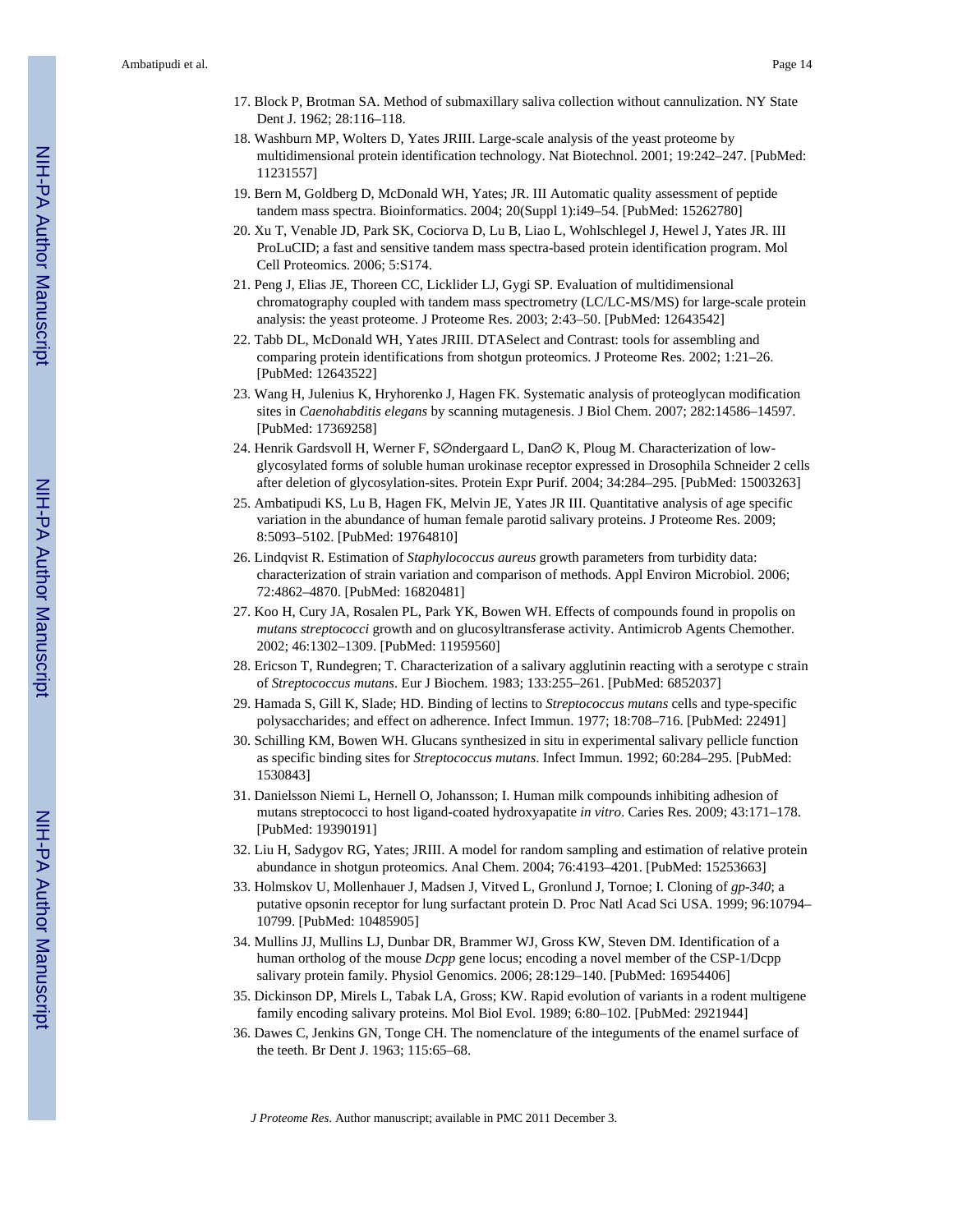17. Block P, Brotman SA. Method of submaxillary saliva collection without cannulization. NY State Dent J. 1962; 28:116–118.
18. Washburn MP, Wolters D, Yates JRIII. Large-scale analysis of the yeast proteome by multidimensional protein identification technology. Nat Biotechnol. 2001; 19:242–247. [PubMed: 11231557]
19. Bern M, Goldberg D, McDonald WH, Yates; JR. III Automatic quality assessment of peptide tandem mass spectra. Bioinformatics. 2004; 20(Suppl 1):i49–54. [PubMed: 15262780]
20. Xu T, Venable JD, Park SK, Cociorva D, Lu B, Liao L, Wohlschlegel J, Hewel J, Yates JR. III ProLuCID; a fast and sensitive tandem mass spectra-based protein identification program. Mol Cell Proteomics. 2006; 5:S174.
21. Peng J, Elias JE, Thoreen CC, Licklider LJ, Gygi SP. Evaluation of multidimensional chromatography coupled with tandem mass spectrometry (LC/LC-MS/MS) for large-scale protein analysis: the yeast proteome. J Proteome Res. 2003; 2:43–50. [PubMed: 12643542]
22. Tabb DL, McDonald WH, Yates JRIII. DTASelect and Contrast: tools for assembling and comparing protein identifications from shotgun proteomics. J Proteome Res. 2002; 1:21–26. [PubMed: 12643522]
23. Wang H, Julenius K, Hryhorenko J, Hagen FK. Systematic analysis of proteoglycan modification sites in *Caenohabditis elegans* by scanning mutagenesis. J Biol Chem. 2007; 282:14586–14597. [PubMed: 17369258]
24. Henrik Gardsvoll H, Werner F, S∅ndergaard L, Dan∅ K, Ploug M. Characterization of low-glycosylated forms of soluble human urokinase receptor expressed in Drosophila Schneider 2 cells after deletion of glycosylation-sites. Protein Expr Purif. 2004; 34:284–295. [PubMed: 15003263]
25. Ambatipudi KS, Lu B, Hagen FK, Melvin JE, Yates JR III. Quantitative analysis of age specific variation in the abundance of human female parotid salivary proteins. J Proteome Res. 2009; 8:5093–5102. [PubMed: 19764810]
26. Lindqvist R. Estimation of *Staphylococcus aureus* growth parameters from turbidity data: characterization of strain variation and comparison of methods. Appl Environ Microbiol. 2006; 72:4862–4870. [PubMed: 16820481]
27. Koo H, Cury JA, Rosalen PL, Park YK, Bowen WH. Effects of compounds found in propolis on *mutans streptococci* growth and on glucosyltransferase activity. Antimicrob Agents Chemother. 2002; 46:1302–1309. [PubMed: 11959560]
28. Ericson T, Rundegren; T. Characterization of a salivary agglutinin reacting with a serotype c strain of *Streptococcus mutans*. Eur J Biochem. 1983; 133:255–261. [PubMed: 6852037]
29. Hamada S, Gill K, Slade; HD. Binding of lectins to *Streptococcus mutans* cells and type-specific polysaccharides; and effect on adherence. Infect Immun. 1977; 18:708–716. [PubMed: 22491]
30. Schilling KM, Bowen WH. Glucans synthesized in situ in experimental salivary pellicle function as specific binding sites for *Streptococcus mutans*. Infect Immun. 1992; 60:284–295. [PubMed: 1530843]
31. Danielsson Niemi L, Hernell O, Johansson; I. Human milk compounds inhibiting adhesion of mutans streptococci to host ligand-coated hydroxyapatite *in vitro*. Caries Res. 2009; 43:171–178. [PubMed: 19390191]
32. Liu H, Sadygov RG, Yates; JRIII. A model for random sampling and estimation of relative protein abundance in shotgun proteomics. Anal Chem. 2004; 76:4193–4201. [PubMed: 15253663]
33. Holmskov U, Mollenhauer J, Madsen J, Vitved L, Gronlund J, Tornoe; I. Cloning of *gp-340*; a putative opsonin receptor for lung surfactant protein D. Proc Natl Acad Sci USA. 1999; 96:10794–10799. [PubMed: 10485905]
34. Mullins JJ, Mullins LJ, Dunbar DR, Brammer WJ, Gross KW, Steven DM. Identification of a human ortholog of the mouse *Dcpp* gene locus; encoding a novel member of the CSP-1/Dcpp salivary protein family. Physiol Genomics. 2006; 28:129–140. [PubMed: 16954406]
35. Dickinson DP, Mirels L, Tabak LA, Gross; KW. Rapid evolution of variants in a rodent multigene family encoding salivary proteins. Mol Biol Evol. 1989; 6:80–102. [PubMed: 2921944]
36. Dawes C, Jenkins GN, Tonge CH. The nomenclature of the integuments of the enamel surface of the teeth. Br Dent J. 1963; 115:65–68.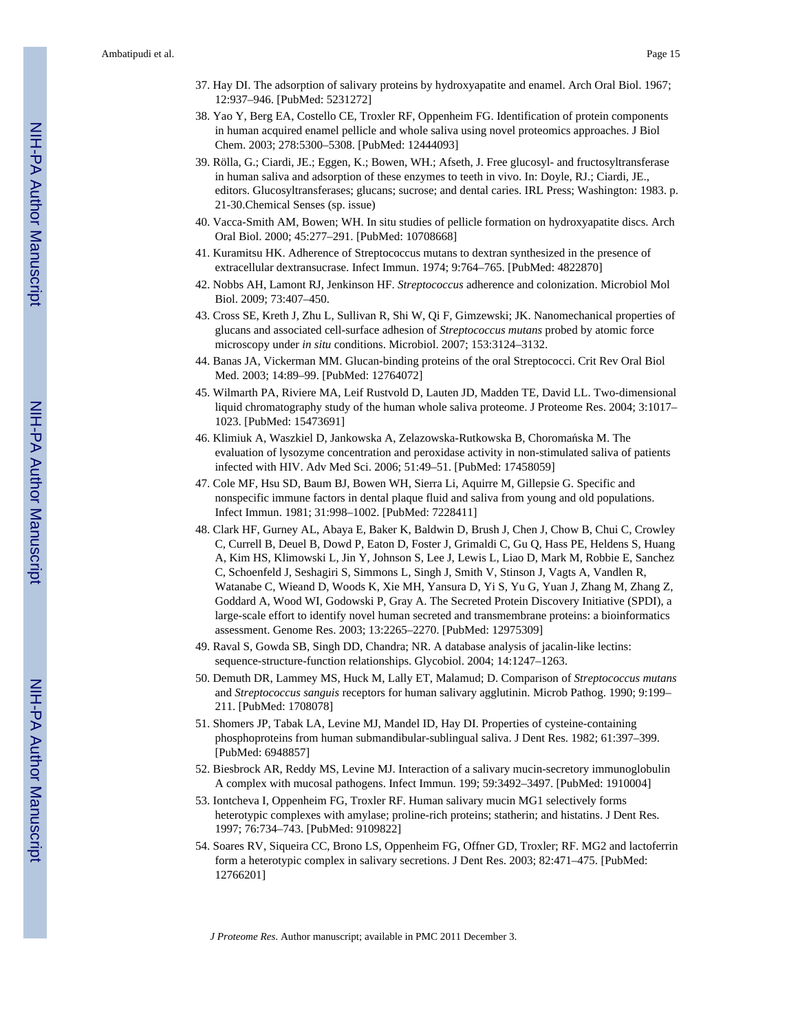37. Hay DI. The adsorption of salivary proteins by hydroxyapatite and enamel. Arch Oral Biol. 1967; 12:937–946. [PubMed: 5231272]
38. Yao Y, Berg EA, Costello CE, Troxler RF, Oppenheim FG. Identification of protein components in human acquired enamel pellicle and whole saliva using novel proteomics approaches. J Biol Chem. 2003; 278:5300–5308. [PubMed: 12444093]
39. Rölla, G.; Ciardi, JE.; Eggen, K.; Bowen, WH.; Afseth, J. Free glucosyl- and fructosyltransferase in human saliva and adsorption of these enzymes to teeth in vivo. In: Doyle, RJ.; Ciardi, JE., editors. Glucosyltransferases; glucans; sucrose; and dental caries. IRL Press; Washington: 1983. p. 21-30.Chemical Senses (sp. issue)
40. Vacca-Smith AM, Bowen; WH. In situ studies of pellicle formation on hydroxyapatite discs. Arch Oral Biol. 2000; 45:277–291. [PubMed: 10708668]
41. Kuramitsu HK. Adherence of Streptococcus mutans to dextran synthesized in the presence of extracellular dextransucrase. Infect Immun. 1974; 9:764–765. [PubMed: 4822870]
42. Nobbs AH, Lamont RJ, Jenkinson HF. *Streptococcus* adherence and colonization. Microbiol Mol Biol. 2009; 73:407–450.
43. Cross SE, Kreth J, Zhu L, Sullivan R, Shi W, Qi F, Gimzewski; JK. Nanomechanical properties of glucans and associated cell-surface adhesion of *Streptococcus mutans* probed by atomic force microscopy under *in situ* conditions. Microbiol. 2007; 153:3124–3132.
44. Banas JA, Vickerman MM. Glucan-binding proteins of the oral Streptococci. Crit Rev Oral Biol Med. 2003; 14:89–99. [PubMed: 12764072]
45. Wilmarth PA, Riviere MA, Leif Rustvold D, Lauten JD, Madden TE, David LL. Two-dimensional liquid chromatography study of the human whole saliva proteome. J Proteome Res. 2004; 3:1017–1023. [PubMed: 15473691]
46. Klimiuk A, Waszkiel D, Jankowska A, Zelazowska-Rutkowska B, Choromańska M. The evaluation of lysozyme concentration and peroxidase activity in non-stimulated saliva of patients infected with HIV. Adv Med Sci. 2006; 51:49–51. [PubMed: 17458059]
47. Cole MF, Hsu SD, Baum BJ, Bowen WH, Sierra Li, Aquirre M, Gillepsie G. Specific and nonspecific immune factors in dental plaque fluid and saliva from young and old populations. Infect Immun. 1981; 31:998–1002. [PubMed: 7228411]
48. Clark HF, Gurney AL, Abaya E, Baker K, Baldwin D, Brush J, Chen J, Chow B, Chui C, Crowley C, Currell B, Deuel B, Dowd P, Eaton D, Foster J, Grimaldi C, Gu Q, Hass PE, Heldens S, Huang A, Kim HS, Klimowski L, Jin Y, Johnson S, Lee J, Lewis L, Liao D, Mark M, Robbie E, Sanchez C, Schoenfeld J, Seshagiri S, Simmons L, Singh J, Smith V, Stinson J, Vagts A, Vandlen R, Watanabe C, Wieand D, Woods K, Xie MH, Yansura D, Yi S, Yu G, Yuan J, Zhang M, Zhang Z, Goddard A, Wood WI, Godowski P, Gray A. The Secreted Protein Discovery Initiative (SPDI), a large-scale effort to identify novel human secreted and transmembrane proteins: a bioinformatics assessment. Genome Res. 2003; 13:2265–2270. [PubMed: 12975309]
49. Raval S, Gowda SB, Singh DD, Chandra; NR. A database analysis of jacalin-like lectins: sequence-structure-function relationships. Glycobiol. 2004; 14:1247–1263.
50. Demuth DR, Lammey MS, Huck M, Lally ET, Malamud; D. Comparison of *Streptococcus mutans* and *Streptococcus sanguis* receptors for human salivary agglutinin. Microb Pathog. 1990; 9:199–211. [PubMed: 1708078]
51. Shomers JP, Tabak LA, Levine MJ, Mandel ID, Hay DI. Properties of cysteine-containing phosphoproteins from human submandibular-sublingual saliva. J Dent Res. 1982; 61:397–399. [PubMed: 6948857]
52. Biesbrock AR, Reddy MS, Levine MJ. Interaction of a salivary mucin-secretory immunoglobulin A complex with mucosal pathogens. Infect Immun. 199; 59:3492–3497. [PubMed: 1910004]
53. Iontcheva I, Oppenheim FG, Troxler RF. Human salivary mucin MG1 selectively forms heterotypic complexes with amylase; proline-rich proteins; statherin; and histatins. J Dent Res. 1997; 76:734–743. [PubMed: 9109822]
54. Soares RV, Siqueira CC, Brono LS, Oppenheim FG, Offner GD, Troxler; RF. MG2 and lactoferrin form a heterotypic complex in salivary secretions. J Dent Res. 2003; 82:471–475. [PubMed: 12766201]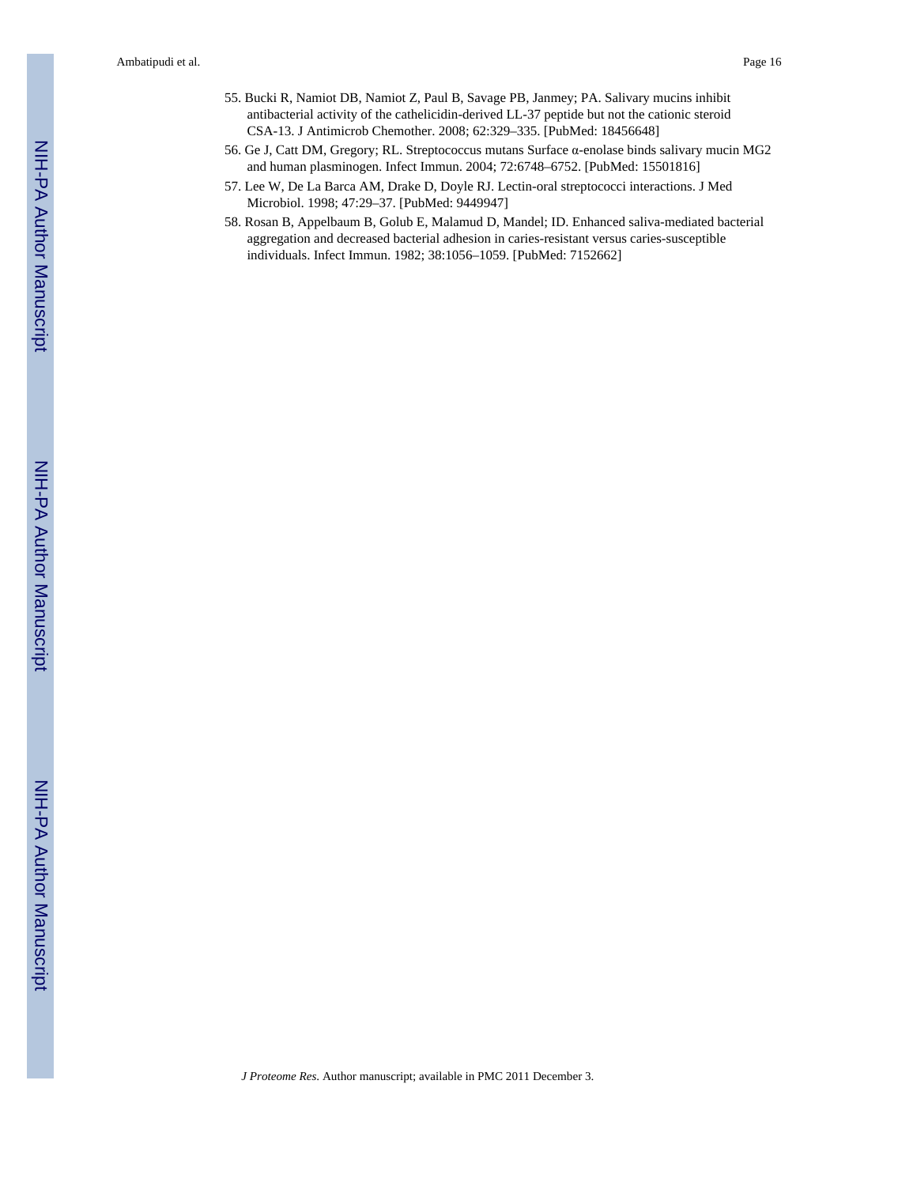55. Bucki R, Namiot DB, Namiot Z, Paul B, Savage PB, Janmey; PA. Salivary mucins inhibit antibacterial activity of the cathelicidin-derived LL-37 peptide but not the cationic steroid CSA-13. J Antimicrob Chemother. 2008; 62:329–335. [PubMed: 18456648]
56. Ge J, Catt DM, Gregory; RL. Streptococcus mutans Surface α-enolase binds salivary mucin MG2 and human plasminogen. Infect Immun. 2004; 72:6748–6752. [PubMed: 15501816]
57. Lee W, De La Barca AM, Drake D, Doyle RJ. Lectin-oral streptococci interactions. J Med Microbiol. 1998; 47:29–37. [PubMed: 9449947]
58. Rosan B, Appelbaum B, Golub E, Malamud D, Mandel; ID. Enhanced saliva-mediated bacterial aggregation and decreased bacterial adhesion in caries-resistant versus caries-susceptible individuals. Infect Immun. 1982; 38:1056–1059. [PubMed: 7152662]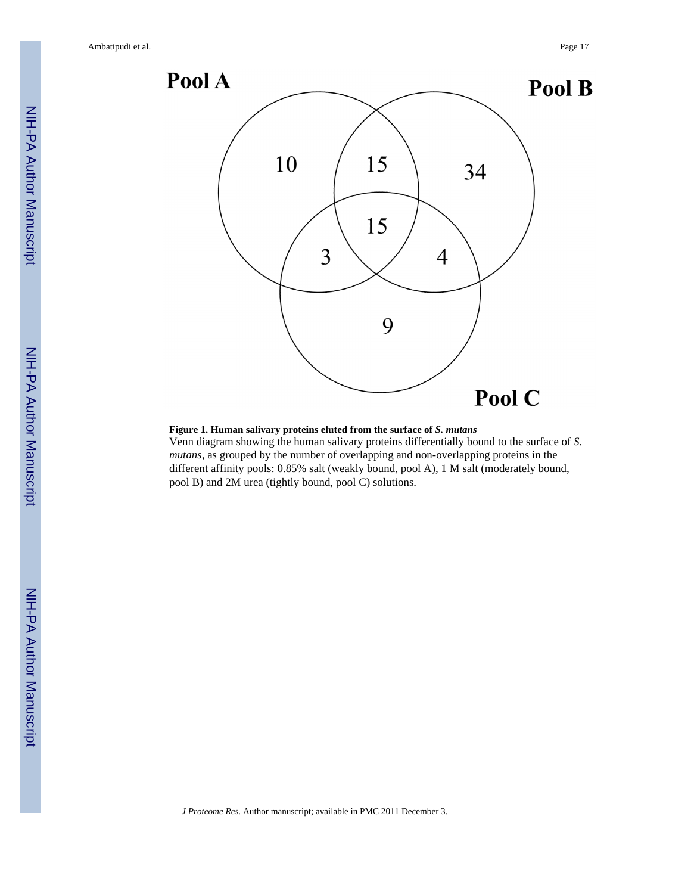**Figure 1. Human salivary proteins eluted from the surface of *S. mutans***

Venn diagram showing the human salivary proteins differentially bound to the surface of *S. mutans*, as grouped by the number of overlapping and non-overlapping proteins in the different affinity pools: 0.85% salt (weakly bound, pool A), 1 M salt (moderately bound, pool B) and 2M urea (tightly bound, pool C) solutions.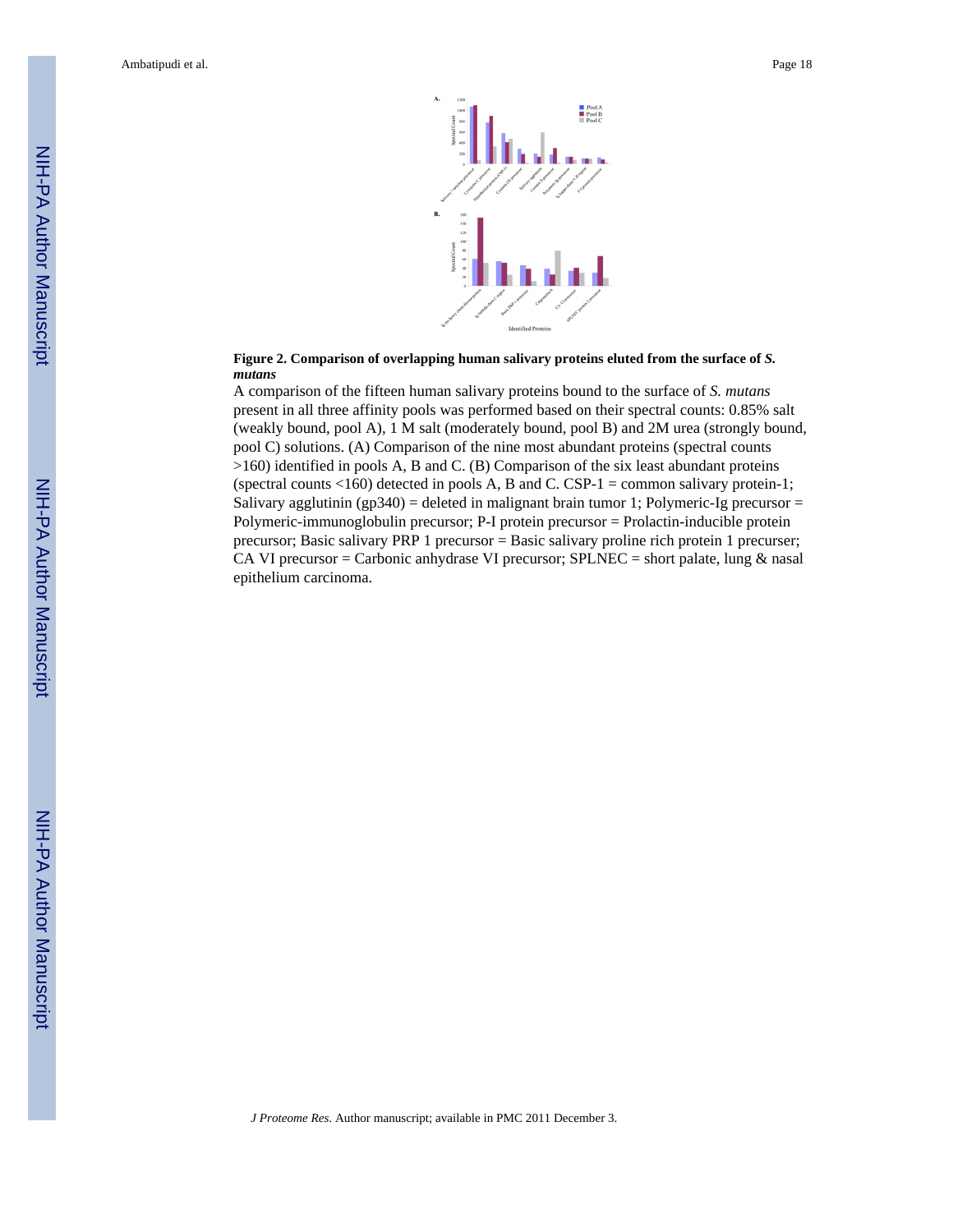**Figure 2. Comparison of overlapping human salivary proteins eluted from the surface of *S. mutans***

A comparison of the fifteen human salivary proteins bound to the surface of *S. mutans* present in all three affinity pools was performed based on their spectral counts: 0.85% salt (weakly bound, pool A), 1 M salt (moderately bound, pool B) and 2M urea (strongly bound, pool C) solutions. (A) Comparison of the nine most abundant proteins (spectral counts >160) identified in pools A, B and C. (B) Comparison of the six least abundant proteins (spectral counts <160) detected in pools A, B and C. CSP-1 = common salivary protein-1; Salivary agglutinin (gp340) = deleted in malignant brain tumor 1; Polymeric-Ig precursor = Polymeric-immunoglobulin precursor; P-I protein precursor = Prolactin-inducible protein precursor; Basic salivary PRP 1 precursor = Basic salivary proline rich protein 1 precurser; CA VI precursor = Carbonic anhydrase VI precursor; SPLNEC = short palate, lung & nasal epithelium carcinoma.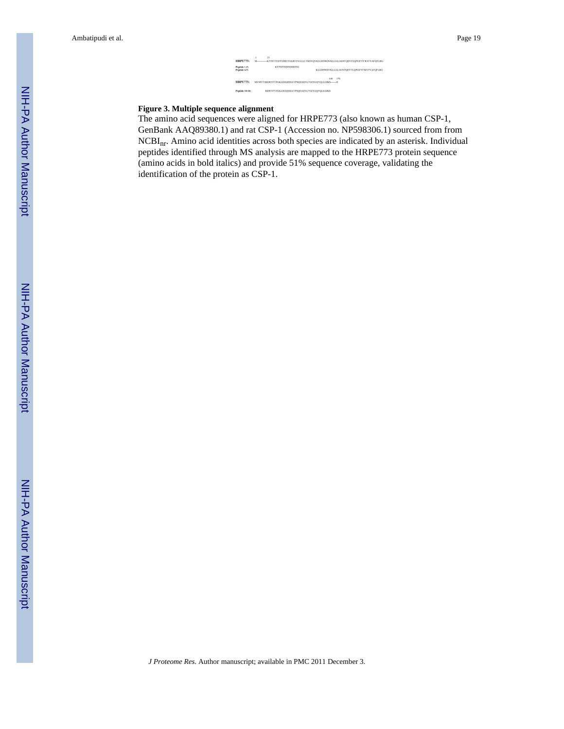```
         1          25
HRPE773:     M-----------KTFSTTEDYDHEITGLRVSVGLLLVKSVQVKLGDSWDVKLGALGGNTQEVTLQPGEYITKVFVAFQFLRG

Peptide 1-5:                  KYTSTTEDVDHEITG
Peptide 6-9:                                                KLGDSWDVKLGALGGNTQEVTLQPGEYITKVFVAFQFLRG

                                                                        148    170
HRPE773:     MVMYTSKDRYFYFGKLDGQISSAYPSQEGQVLVGIYGQYQLLGIKS-------R

Peptide 10-18:        KDRYFYFGKLDGQISSAYPSQEGQVLVGIYGQYQLLGIKS
```

**Figure 3. Multiple sequence alignment**

The amino acid sequences were aligned for HRPE773 (also known as human CSP-1, GenBank AAQ89380.1) and rat CSP-1 (Accession no. NP598306.1) sourced from from $NCBI_{nr}$. Amino acid identities across both species are indicated by an asterisk. Individual peptides identified through MS analysis are mapped to the HRPE773 protein sequence (amino acids in bold italics) and provide 51% sequence coverage, validating the identification of the protein as CSP-1.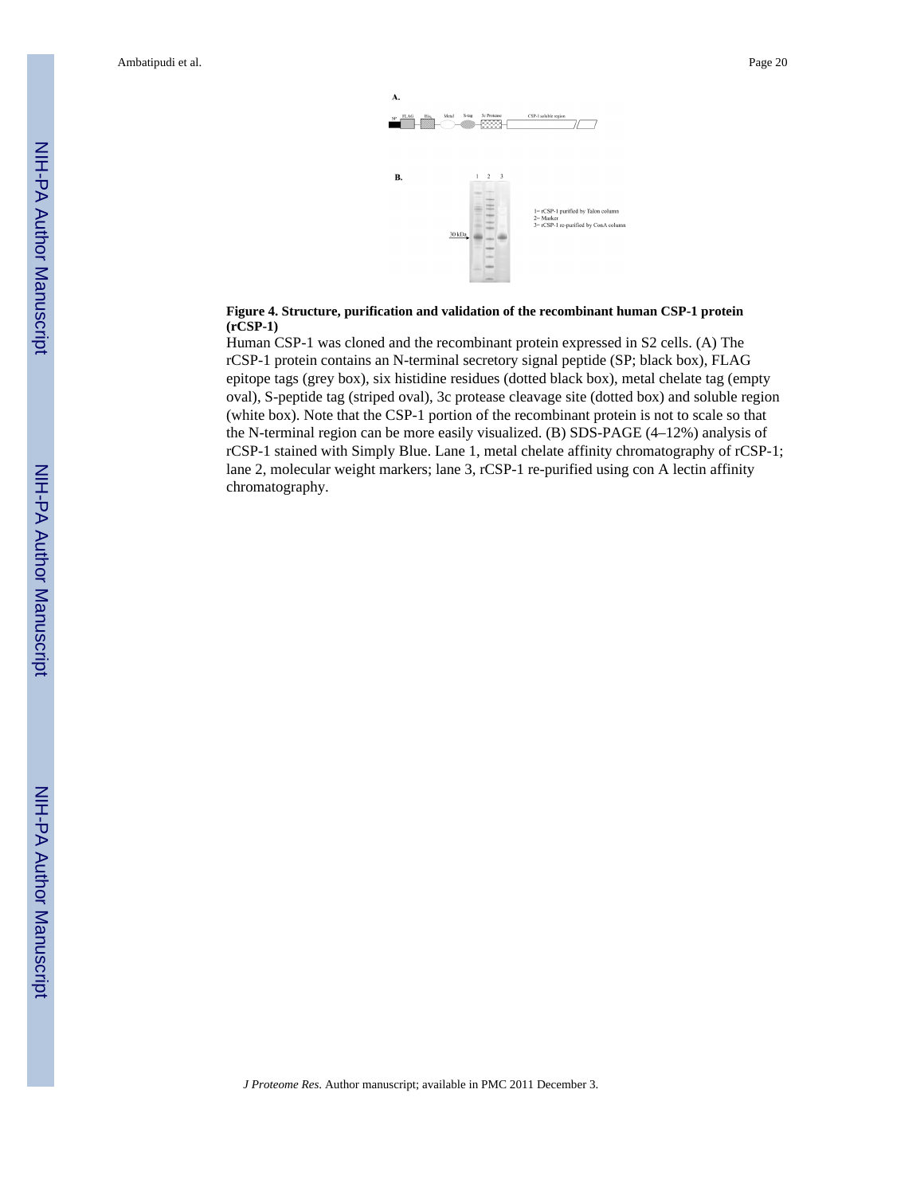**Figure 4. Structure, purification and validation of the recombinant human CSP-1 protein (rCSP-1)**

Human CSP-1 was cloned and the recombinant protein expressed in S2 cells. (A) The rCSP-1 protein contains an N-terminal secretory signal peptide (SP; black box), FLAG epitope tags (grey box), six histidine residues (dotted black box), metal chelate tag (empty oval), S-peptide tag (striped oval), 3c protease cleavage site (dotted box) and soluble region (white box). Note that the CSP-1 portion of the recombinant protein is not to scale so that the N-terminal region can be more easily visualized. (B) SDS-PAGE (4–12%) analysis of rCSP-1 stained with Simply Blue. Lane 1, metal chelate affinity chromatography of rCSP-1; lane 2, molecular weight markers; lane 3, rCSP-1 re-purified using con A lectin affinity chromatography.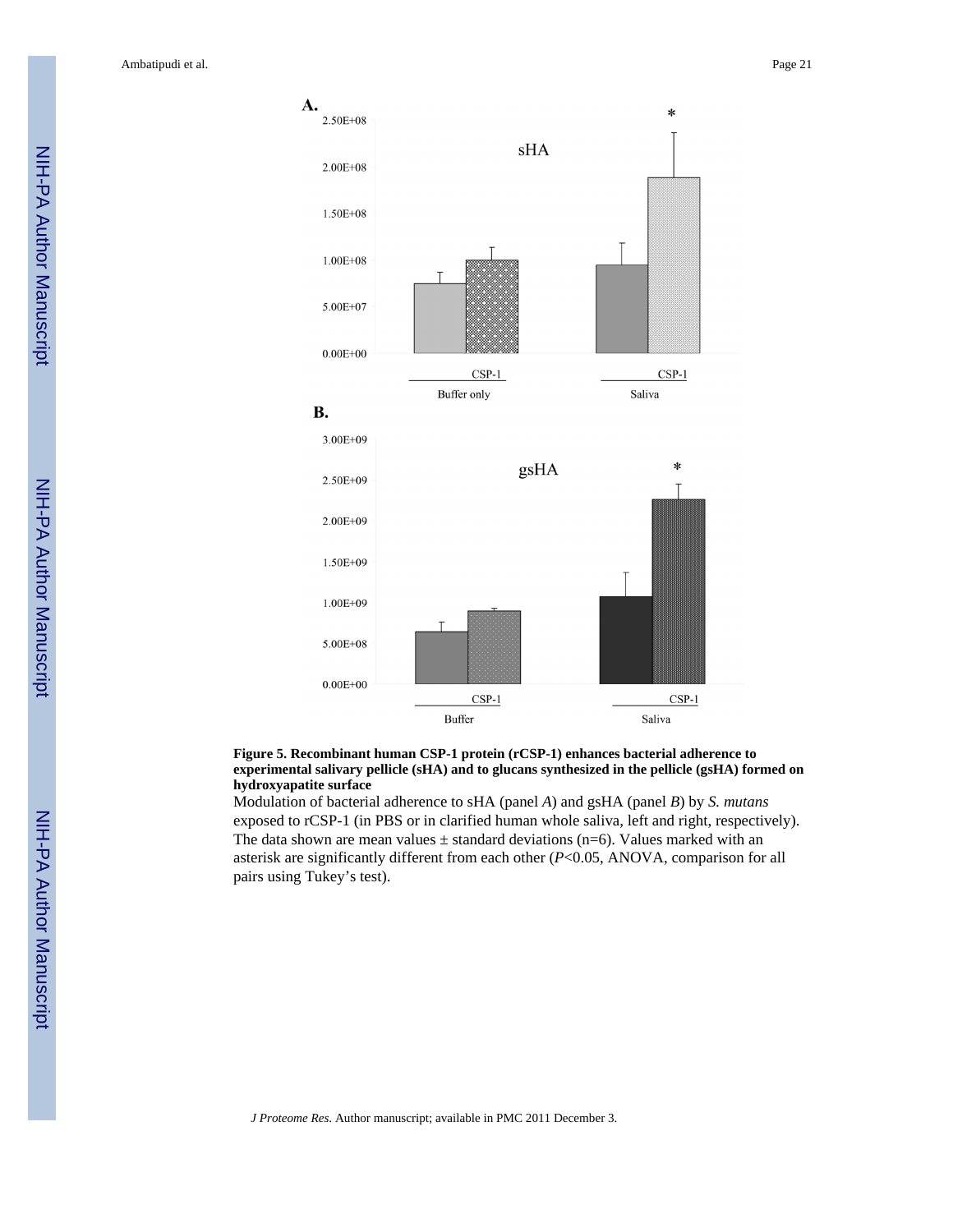A.

sHA

2.50E+08

2.00E+08

1.50E+08

1.00E+08

5.00E+07

0.00E+00

*

CSP-1

Buffer only

CSP-1

Saliva

B.

gsHA

3.00E+09

2.50E+09

2.00E+09

1.50E+09

1.00E+09

5.00E+08

0.00E+00

*

CSP-1

Buffer

CSP-1

Saliva

**Figure 5. Recombinant human CSP-1 protein (rCSP-1) enhances bacterial adherence to experimental salivary pellicle (sHA) and to glucans synthesized in the pellicle (gsHA) formed on hydroxyapatite surface**

Modulation of bacterial adherence to sHA (panel *A*) and gsHA (panel *B*) by *S. mutans* exposed to rCSP-1 (in PBS or in clarified human whole saliva, left and right, respectively). The data shown are mean values ± standard deviations (n=6). Values marked with an asterisk are significantly different from each other ($P<0.05$, ANOVA, comparison for all pairs using Tukey's test).